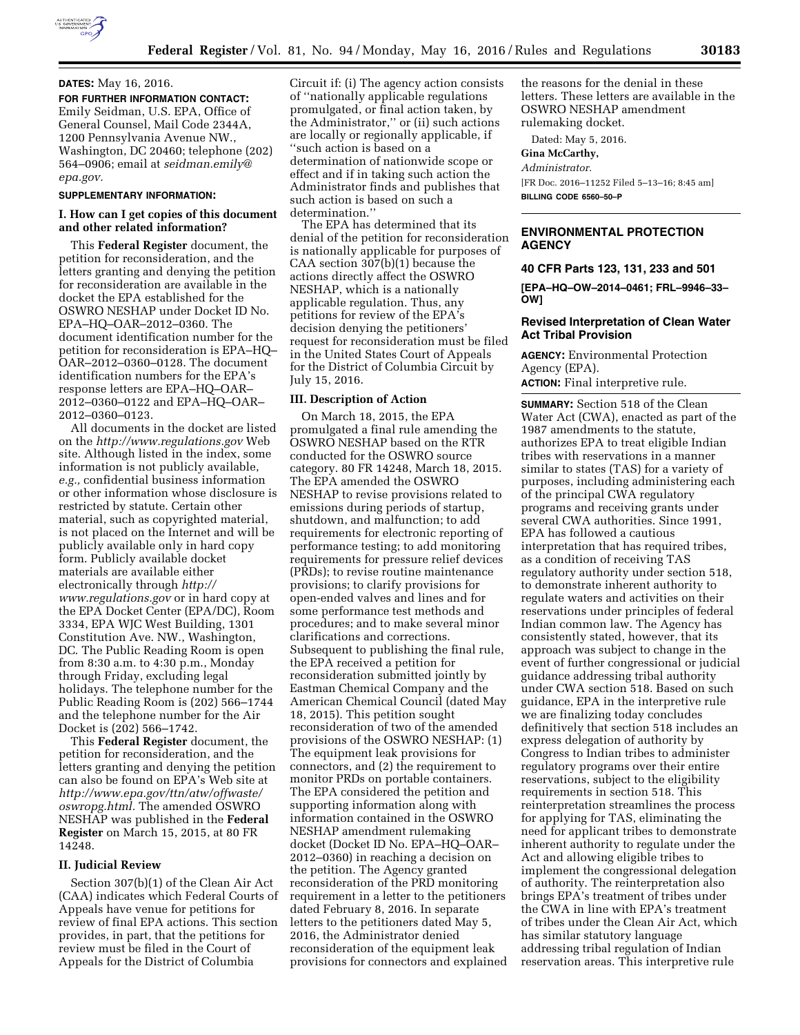**DATES:** May 16, 2016.

**FOR FURTHER INFORMATION CONTACT:** Emily Seidman, U.S. EPA, Office of General Counsel, Mail Code 2344A, 1200 Pennsylvania Avenue NW., Washington, DC 20460; telephone (202) 564–0906; email at *seidman.emily@epa.gov*.

**SUPPLEMENTARY INFORMATION:**

## I. How can I get copies of this document and other related information?

This **Federal Register** document, the petition for reconsideration, and the letters granting and denying the petition for reconsideration are available in the docket the EPA established for the OSWRO NESHAP under Docket ID No. EPA–HQ–OAR–2012–0360. The document identification number for the petition for reconsideration is EPA–HQ–OAR–2012–0360–0128. The document identification numbers for the EPA's response letters are EPA–HQ–OAR–2012–0360–0122 and EPA–HQ–OAR–2012–0360–0123.

All documents in the docket are listed on the *http://www.regulations.gov* Web site. Although listed in the index, some information is not publicly available, *e.g.,* confidential business information or other information whose disclosure is restricted by statute. Certain other material, such as copyrighted material, is not placed on the Internet and will be publicly available only in hard copy form. Publicly available docket materials are available either electronically through *http://www.regulations.gov* or in hard copy at the EPA Docket Center (EPA/DC), Room 3334, EPA WJC West Building, 1301 Constitution Ave. NW., Washington, DC. The Public Reading Room is open from 8:30 a.m. to 4:30 p.m., Monday through Friday, excluding legal holidays. The telephone number for the Public Reading Room is (202) 566–1744 and the telephone number for the Air Docket is (202) 566–1742.

This **Federal Register** document, the petition for reconsideration, and the letters granting and denying the petition can also be found on EPA's Web site at *http://www.epa.gov/ttn/atw/offwaste/oswropg.html*. The amended OSWRO NESHAP was published in the **Federal Register** on March 15, 2015, at 80 FR 14248.

## II. Judicial Review

Section 307(b)(1) of the Clean Air Act (CAA) indicates which Federal Courts of Appeals have venue for petitions for review of final EPA actions. This section provides, in part, that the petitions for review must be filed in the Court of Appeals for the District of Columbia Circuit if: (i) The agency action consists of ''nationally applicable regulations promulgated, or final action taken, by the Administrator,'' or (ii) such actions are locally or regionally applicable, if ''such action is based on a determination of nationwide scope or effect and if in taking such action the Administrator finds and publishes that such action is based on such a determination.''

The EPA has determined that its denial of the petition for reconsideration is nationally applicable for purposes of CAA section 307(b)(1) because the actions directly affect the OSWRO NESHAP, which is a nationally applicable regulation. Thus, any petitions for review of the EPA's decision denying the petitioners' request for reconsideration must be filed in the United States Court of Appeals for the District of Columbia Circuit by July 15, 2016.

## III. Description of Action

On March 18, 2015, the EPA promulgated a final rule amending the OSWRO NESHAP based on the RTR conducted for the OSWRO source category. 80 FR 14248, March 18, 2015. The EPA amended the OSWRO NESHAP to revise provisions related to emissions during periods of startup, shutdown, and malfunction; to add requirements for electronic reporting of performance testing; to add monitoring requirements for pressure relief devices (PRDs); to revise routine maintenance provisions; to clarify provisions for open-ended valves and lines and for some performance test methods and procedures; and to make several minor clarifications and corrections. Subsequent to publishing the final rule, the EPA received a petition for reconsideration submitted jointly by Eastman Chemical Company and the American Chemical Council (dated May 18, 2015). This petition sought reconsideration of two of the amended provisions of the OSWRO NESHAP: (1) The equipment leak provisions for connectors, and (2) the requirement to monitor PRDs on portable containers. The EPA considered the petition and supporting information along with information contained in the OSWRO NESHAP amendment rulemaking docket (Docket ID No. EPA–HQ–OAR–2012–0360) in reaching a decision on the petition. The Agency granted reconsideration of the PRD monitoring requirement in a letter to the petitioners dated February 8, 2016. In separate letters to the petitioners dated May 5, 2016, the Administrator denied reconsideration of the equipment leak provisions for connectors and explained the reasons for the denial in these letters. These letters are available in the OSWRO NESHAP amendment rulemaking docket.

Dated: May 5, 2016.

**Gina McCarthy,**

*Administrator.*

[FR Doc. 2016–11252 Filed 5–13–16; 8:45 am]

**BILLING CODE 6560–50–P**

---

# ENVIRONMENTAL PROTECTION AGENCY

## 40 CFR Parts 123, 131, 233 and 501

**[EPA–HQ–OW–2014–0461; FRL–9946–33–OW]**

## Revised Interpretation of Clean Water Act Tribal Provision

**AGENCY:** Environmental Protection Agency (EPA).

**ACTION:** Final interpretive rule.

**SUMMARY:** Section 518 of the Clean Water Act (CWA), enacted as part of the 1987 amendments to the statute, authorizes EPA to treat eligible Indian tribes with reservations in a manner similar to states (TAS) for a variety of purposes, including administering each of the principal CWA regulatory programs and receiving grants under several CWA authorities. Since 1991, EPA has followed a cautious interpretation that has required tribes, as a condition of receiving TAS regulatory authority under section 518, to demonstrate inherent authority to regulate waters and activities on their reservations under principles of federal Indian common law. The Agency has consistently stated, however, that its approach was subject to change in the event of further congressional or judicial guidance addressing tribal authority under CWA section 518. Based on such guidance, EPA in the interpretive rule we are finalizing today concludes definitively that section 518 includes an express delegation of authority by Congress to Indian tribes to administer regulatory programs over their entire reservations, subject to the eligibility requirements in section 518. This reinterpretation streamlines the process for applying for TAS, eliminating the need for applicant tribes to demonstrate inherent authority to regulate under the Act and allowing eligible tribes to implement the congressional delegation of authority. The reinterpretation also brings EPA's treatment of tribes under the CWA in line with EPA's treatment of tribes under the Clean Air Act, which has similar statutory language addressing tribal regulation of Indian reservation areas. This interpretive rule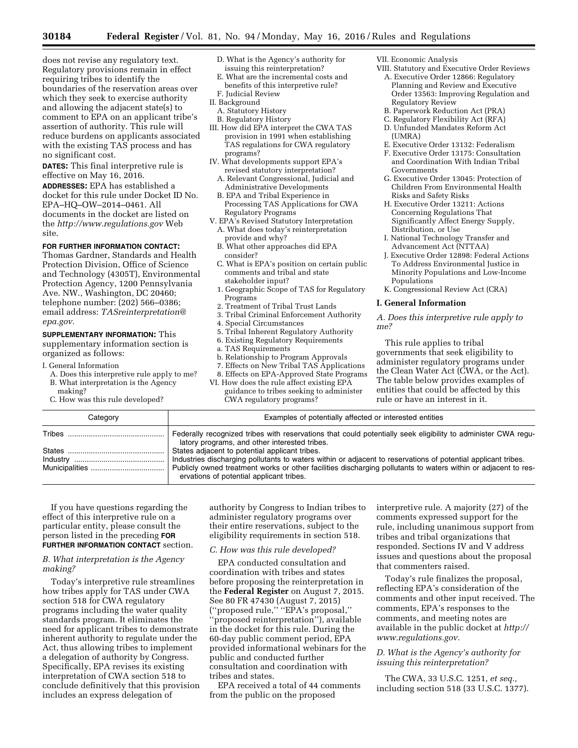does not revise any regulatory text. Regulatory provisions remain in effect requiring tribes to identify the boundaries of the reservation areas over which they seek to exercise authority and allowing the adjacent state(s) to comment to EPA on an applicant tribe's assertion of authority. This rule will reduce burdens on applicants associated with the existing TAS process and has no significant cost.

**DATES:** This final interpretive rule is effective on May 16, 2016.

**ADDRESSES:** EPA has established a docket for this rule under Docket ID No. EPA–HQ–OW–2014–0461. All documents in the docket are listed on the *http://www.regulations.gov* Web site.

**FOR FURTHER INFORMATION CONTACT:** Thomas Gardner, Standards and Health Protection Division, Office of Science and Technology (4305T), Environmental Protection Agency, 1200 Pennsylvania Ave. NW., Washington, DC 20460; telephone number: (202) 566–0386; email address: *TASreinterpretation@epa.gov.*

**SUPPLEMENTARY INFORMATION:** This supplementary information section is organized as follows:

I. General Information
- A. Does this interpretive rule apply to me?
- B. What interpretation is the Agency making?
- C. How was this rule developed?
- D. What is the Agency's authority for issuing this reinterpretation?
- E. What are the incremental costs and benefits of this interpretive rule?
- F. Judicial Review

II. Background
- A. Statutory History
- B. Regulatory History

III. How did EPA interpret the CWA TAS provision in 1991 when establishing TAS regulations for CWA regulatory programs?

IV. What developments support EPA's revised statutory interpretation?
- A. Relevant Congressional, Judicial and Administrative Developments
- B. EPA and Tribal Experience in Processing TAS Applications for CWA Regulatory Programs

V. EPA's Revised Statutory Interpretation
- A. What does today's reinterpretation provide and why?
- B. What other approaches did EPA consider?
- C. What is EPA's position on certain public comments and tribal and state stakeholder input?
  1. Geographic Scope of TAS for Regulatory Programs
  2. Treatment of Tribal Trust Lands
  3. Tribal Criminal Enforcement Authority
  4. Special Circumstances
  5. Tribal Inherent Regulatory Authority
  6. Existing Regulatory Requirements
     a. TAS Requirements
     b. Relationship to Program Approvals
  7. Effects on New Tribal TAS Applications
  8. Effects on EPA-Approved State Programs

VI. How does the rule affect existing EPA guidance to tribes seeking to administer CWA regulatory programs?

VII. Economic Analysis

VIII. Statutory and Executive Order Reviews
- A. Executive Order 12866: Regulatory Planning and Review and Executive Order 13563: Improving Regulation and Regulatory Review
- B. Paperwork Reduction Act (PRA)
- C. Regulatory Flexibility Act (RFA)
- D. Unfunded Mandates Reform Act (UMRA)
- E. Executive Order 13132: Federalism
- F. Executive Order 13175: Consultation and Coordination With Indian Tribal Governments
- G. Executive Order 13045: Protection of Children From Environmental Health Risks and Safety Risks
- H. Executive Order 13211: Actions Concerning Regulations That Significantly Affect Energy Supply, Distribution, or Use
- I. National Technology Transfer and Advancement Act (NTTAA)
- J. Executive Order 12898: Federal Actions To Address Environmental Justice in Minority Populations and Low-Income Populations
- K. Congressional Review Act (CRA)

## I. General Information

### *A. Does this interpretive rule apply to me?*

This rule applies to tribal governments that seek eligibility to administer regulatory programs under the Clean Water Act (CWA, or the Act). The table below provides examples of entities that could be affected by this rule or have an interest in it.

| Category | Examples of potentially affected or interested entities |
| --- | --- |
| Tribes | Federally recognized tribes with reservations that could potentially seek eligibility to administer CWA regulatory programs, and other interested tribes. |
| States | States adjacent to potential applicant tribes. |
| Industry | Industries discharging pollutants to waters within or adjacent to reservations of potential applicant tribes. |
| Municipalities | Publicly owned treatment works or other facilities discharging pollutants to waters within or adjacent to reservations of potential applicant tribes. |

If you have questions regarding the effect of this interpretive rule on a particular entity, please consult the person listed in the preceding **FOR FURTHER INFORMATION CONTACT** section.

### *B. What interpretation is the Agency making?*

Today's interpretive rule streamlines how tribes apply for TAS under CWA section 518 for CWA regulatory programs including the water quality standards program. It eliminates the need for applicant tribes to demonstrate inherent authority to regulate under the Act, thus allowing tribes to implement a delegation of authority by Congress. Specifically, EPA revises its existing interpretation of CWA section 518 to conclude definitively that this provision includes an express delegation of authority by Congress to Indian tribes to administer regulatory programs over their entire reservations, subject to the eligibility requirements in section 518.

### *C. How was this rule developed?*

EPA conducted consultation and coordination with tribes and states before proposing the reinterpretation in the **Federal Register** on August 7, 2015. See 80 FR 47430 (August 7, 2015) (''proposed rule,'' ''EPA's proposal,'' ''proposed reinterpretation''), available in the docket for this rule. During the 60-day public comment period, EPA provided informational webinars for the public and conducted further consultation and coordination with tribes and states.

EPA received a total of 44 comments from the public on the proposed interpretive rule. A majority (27) of the comments expressed support for the rule, including unanimous support from tribes and tribal organizations that responded. Sections IV and V address issues and questions about the proposal that commenters raised.

Today's rule finalizes the proposal, reflecting EPA's consideration of the comments and other input received. The comments, EPA's responses to the comments, and meeting notes are available in the public docket at *http://www.regulations.gov.*

### *D. What is the Agency's authority for issuing this reinterpretation?*

The CWA, 33 U.S.C. 1251, *et seq.,* including section 518 (33 U.S.C. 1377).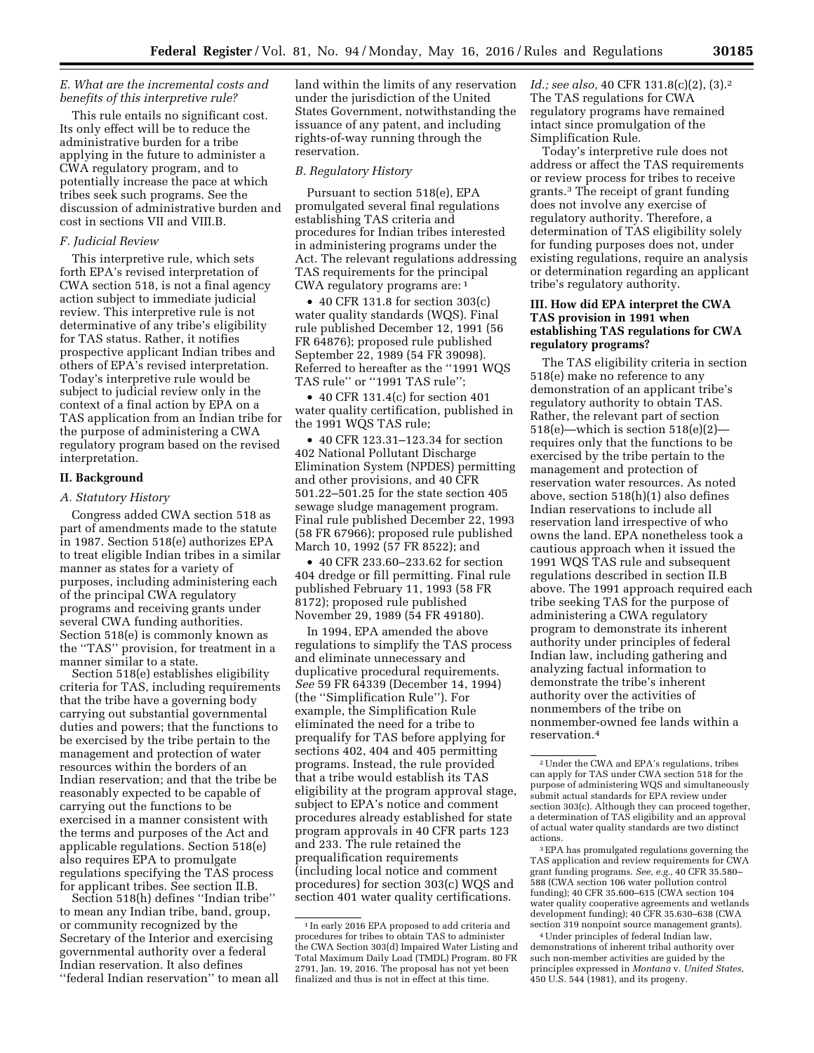### E. What are the incremental costs and benefits of this interpretive rule?

This rule entails no significant cost. Its only effect will be to reduce the administrative burden for a tribe applying in the future to administer a CWA regulatory program, and to potentially increase the pace at which tribes seek such programs. See the discussion of administrative burden and cost in sections VII and VIII.B.

### F. Judicial Review

This interpretive rule, which sets forth EPA's revised interpretation of CWA section 518, is not a final agency action subject to immediate judicial review. This interpretive rule is not determinative of any tribe's eligibility for TAS status. Rather, it notifies prospective applicant Indian tribes and others of EPA's revised interpretation. Today's interpretive rule would be subject to judicial review only in the context of a final action by EPA on a TAS application from an Indian tribe for the purpose of administering a CWA regulatory program based on the revised interpretation.

## II. Background

### A. Statutory History

Congress added CWA section 518 as part of amendments made to the statute in 1987. Section 518(e) authorizes EPA to treat eligible Indian tribes in a similar manner as states for a variety of purposes, including administering each of the principal CWA regulatory programs and receiving grants under several CWA funding authorities. Section 518(e) is commonly known as the ''TAS'' provision, for treatment in a manner similar to a state.

Section 518(e) establishes eligibility criteria for TAS, including requirements that the tribe have a governing body carrying out substantial governmental duties and powers; that the functions to be exercised by the tribe pertain to the management and protection of water resources within the borders of an Indian reservation; and that the tribe be reasonably expected to be capable of carrying out the functions to be exercised in a manner consistent with the terms and purposes of the Act and applicable regulations. Section 518(e) also requires EPA to promulgate regulations specifying the TAS process for applicant tribes. See section II.B.

Section 518(h) defines ''Indian tribe'' to mean any Indian tribe, band, group, or community recognized by the Secretary of the Interior and exercising governmental authority over a federal Indian reservation. It also defines ''federal Indian reservation'' to mean all land within the limits of any reservation under the jurisdiction of the United States Government, notwithstanding the issuance of any patent, and including rights-of-way running through the reservation.

### B. Regulatory History

Pursuant to section 518(e), EPA promulgated several final regulations establishing TAS criteria and procedures for Indian tribes interested in administering programs under the Act. The relevant regulations addressing TAS requirements for the principal CWA regulatory programs are: [1]

- 40 CFR 131.8 for section 303(c) water quality standards (WQS). Final rule published December 12, 1991 (56 FR 64876); proposed rule published September 22, 1989 (54 FR 39098). Referred to hereafter as the ''1991 WQS TAS rule'' or ''1991 TAS rule'';
- 40 CFR 131.4(c) for section 401 water quality certification, published in the 1991 WQS TAS rule;
- 40 CFR 123.31–123.34 for section 402 National Pollutant Discharge Elimination System (NPDES) permitting and other provisions, and 40 CFR 501.22–501.25 for the state section 405 sewage sludge management program. Final rule published December 22, 1993 (58 FR 67966); proposed rule published March 10, 1992 (57 FR 8522); and
- 40 CFR 233.60–233.62 for section 404 dredge or fill permitting. Final rule published February 11, 1993 (58 FR 8172); proposed rule published November 29, 1989 (54 FR 49180).

In 1994, EPA amended the above regulations to simplify the TAS process and eliminate unnecessary and duplicative procedural requirements. *See* 59 FR 64339 (December 14, 1994) (the ''Simplification Rule''). For example, the Simplification Rule eliminated the need for a tribe to prequalify for TAS before applying for sections 402, 404 and 405 permitting programs. Instead, the rule provided that a tribe would establish its TAS eligibility at the program approval stage, subject to EPA's notice and comment procedures already established for state program approvals in 40 CFR parts 123 and 233. The rule retained the prequalification requirements (including local notice and comment procedures) for section 303(c) WQS and section 401 water quality certifications. *Id.; see also,* 40 CFR 131.8(c)(2), (3).[2] The TAS regulations for CWA regulatory programs have remained intact since promulgation of the Simplification Rule.

Today's interpretive rule does not address or affect the TAS requirements or review process for tribes to receive grants.[3] The receipt of grant funding does not involve any exercise of regulatory authority. Therefore, a determination of TAS eligibility solely for funding purposes does not, under existing regulations, require an analysis or determination regarding an applicant tribe's regulatory authority.

## III. How did EPA interpret the CWA TAS provision in 1991 when establishing TAS regulations for CWA regulatory programs?

The TAS eligibility criteria in section 518(e) make no reference to any demonstration of an applicant tribe's regulatory authority to obtain TAS. Rather, the relevant part of section 518(e)—which is section 518(e)(2)—requires only that the functions to be exercised by the tribe pertain to the management and protection of reservation water resources. As noted above, section 518(h)(1) also defines Indian reservations to include all reservation land irrespective of who owns the land. EPA nonetheless took a cautious approach when it issued the 1991 WQS TAS rule and subsequent regulations described in section II.B above. The 1991 approach required each tribe seeking TAS for the purpose of administering a CWA regulatory program to demonstrate its inherent authority under principles of federal Indian law, including gathering and analyzing factual information to demonstrate the tribe's inherent authority over the activities of nonmembers of the tribe on nonmember-owned fee lands within a reservation.[4]

---

[1] In early 2016 EPA proposed to add criteria and procedures for tribes to obtain TAS to administer the CWA Section 303(d) Impaired Water Listing and Total Maximum Daily Load (TMDL) Program. 80 FR 2791, Jan. 19, 2016. The proposal has not yet been finalized and thus is not in effect at this time.

[2] Under the CWA and EPA's regulations, tribes can apply for TAS under CWA section 518 for the purpose of administering WQS and simultaneously submit actual standards for EPA review under section 303(c). Although they can proceed together, a determination of TAS eligibility and an approval of actual water quality standards are two distinct actions.

[3] EPA has promulgated regulations governing the TAS application and review requirements for CWA grant funding programs. *See, e.g.,* 40 CFR 35.580–588 (CWA section 106 water pollution control funding); 40 CFR 35.600–615 (CWA section 104 water quality cooperative agreements and wetlands development funding); 40 CFR 35.630–638 (CWA section 319 nonpoint source management grants).

[4] Under principles of federal Indian law, demonstrations of inherent tribal authority over such non-member activities are guided by the principles expressed in *Montana* v. *United States,* 450 U.S. 544 (1981), and its progeny.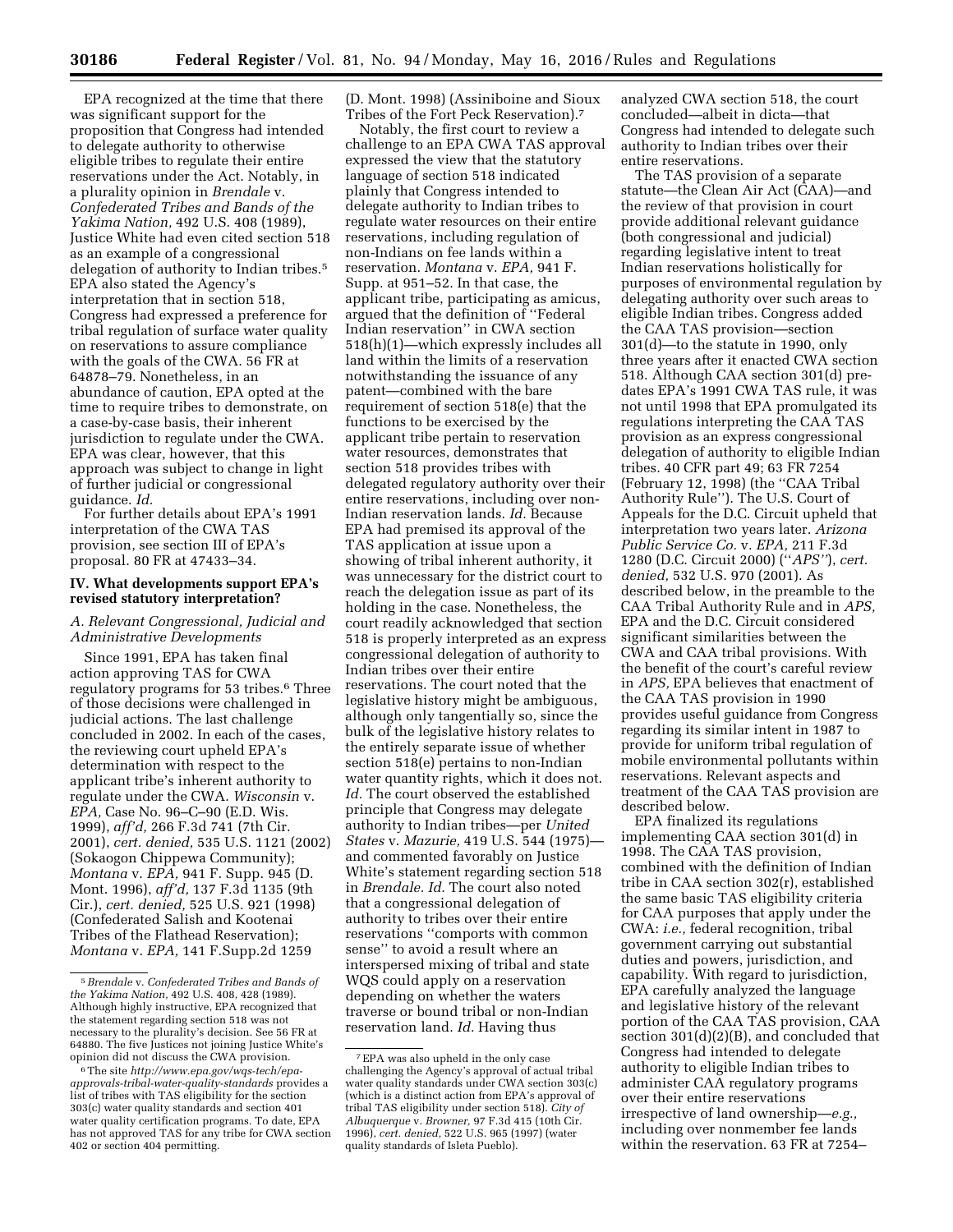EPA recognized at the time that there was significant support for the proposition that Congress had intended to delegate authority to otherwise eligible tribes to regulate their entire reservations under the Act. Notably, in a plurality opinion in *Brendale* v. *Confederated Tribes and Bands of the Yakima Nation,* 492 U.S. 408 (1989), Justice White had even cited section 518 as an example of a congressional delegation of authority to Indian tribes.[5] EPA also stated the Agency's interpretation that in section 518, Congress had expressed a preference for tribal regulation of surface water quality on reservations to assure compliance with the goals of the CWA. 56 FR at 64878–79. Nonetheless, in an abundance of caution, EPA opted at the time to require tribes to demonstrate, on a case-by-case basis, their inherent jurisdiction to regulate under the CWA. EPA was clear, however, that this approach was subject to change in light of further judicial or congressional guidance. *Id.*

For further details about EPA's 1991 interpretation of the CWA TAS provision, see section III of EPA's proposal. 80 FR at 47433–34.

## IV. What developments support EPA's revised statutory interpretation?

### A. Relevant Congressional, Judicial and Administrative Developments

Since 1991, EPA has taken final action approving TAS for CWA regulatory programs for 53 tribes.[6] Three of those decisions were challenged in judicial actions. The last challenge concluded in 2002. In each of the cases, the reviewing court upheld EPA's determination with respect to the applicant tribe's inherent authority to regulate under the CWA. *Wisconsin* v. *EPA,* Case No. 96–C–90 (E.D. Wis. 1999), *aff'd,* 266 F.3d 741 (7th Cir. 2001), *cert. denied,* 535 U.S. 1121 (2002) (Sokaogon Chippewa Community); *Montana* v. *EPA,* 941 F. Supp. 945 (D. Mont. 1996), *aff'd,* 137 F.3d 1135 (9th Cir.), *cert. denied,* 525 U.S. 921 (1998) (Confederated Salish and Kootenai Tribes of the Flathead Reservation); *Montana* v. *EPA,* 141 F.Supp.2d 1259 (D. Mont. 1998) (Assiniboine and Sioux Tribes of the Fort Peck Reservation).[7]

Notably, the first court to review a challenge to an EPA CWA TAS approval expressed the view that the statutory language of section 518 indicated plainly that Congress intended to delegate authority to Indian tribes to regulate water resources on their entire reservations, including regulation of non-Indians on fee lands within a reservation. *Montana* v. *EPA,* 941 F. Supp. at 951–52. In that case, the applicant tribe, participating as amicus, argued that the definition of "Federal Indian reservation" in CWA section 518(h)(1)—which expressly includes all land within the limits of a reservation notwithstanding the issuance of any patent—combined with the bare requirement of section 518(e) that the functions to be exercised by the applicant tribe pertain to reservation water resources, demonstrates that section 518 provides tribes with delegated regulatory authority over their entire reservations, including over non-Indian reservation lands. *Id.* Because EPA had premised its approval of the TAS application at issue upon a showing of tribal inherent authority, it was unnecessary for the district court to reach the delegation issue as part of its holding in the case. Nonetheless, the court readily acknowledged that section 518 is properly interpreted as an express congressional delegation of authority to Indian tribes over their entire reservations. The court noted that the legislative history might be ambiguous, although only tangentially so, since the bulk of the legislative history relates to the entirely separate issue of whether section 518(e) pertains to non-Indian water quantity rights, which it does not. *Id.* The court observed the established principle that Congress may delegate authority to Indian tribes—per *United States* v. *Mazurie,* 419 U.S. 544 (1975)—and commented favorably on Justice White's statement regarding section 518 in *Brendale. Id.* The court also noted that a congressional delegation of authority to tribes over their entire reservations "comports with common sense" to avoid a result where an interspersed mixing of tribal and state WQS could apply on a reservation depending on whether the waters traverse or bound tribal or non-Indian reservation land. *Id.* Having thus analyzed CWA section 518, the court concluded—albeit in dicta—that Congress had intended to delegate such authority to Indian tribes over their entire reservations.

The TAS provision of a separate statute—the Clean Air Act (CAA)—and the review of that provision in court provide additional relevant guidance (both congressional and judicial) regarding legislative intent to treat Indian reservations holistically for purposes of environmental regulation by delegating authority over such areas to eligible Indian tribes. Congress added the CAA TAS provision—section 301(d)—to the statute in 1990, only three years after it enacted CWA section 518. Although CAA section 301(d) predates EPA's 1991 CWA TAS rule, it was not until 1998 that EPA promulgated its regulations interpreting the CAA TAS provision as an express congressional delegation of authority to eligible Indian tribes. 40 CFR part 49; 63 FR 7254 (February 12, 1998) (the "CAA Tribal Authority Rule"). The U.S. Court of Appeals for the D.C. Circuit upheld that interpretation two years later. *Arizona Public Service Co.* v. *EPA,* 211 F.3d 1280 (D.C. Circuit 2000) ("*APS*"), *cert. denied,* 532 U.S. 970 (2001). As described below, in the preamble to the CAA Tribal Authority Rule and in *APS,* EPA and the D.C. Circuit considered significant similarities between the CWA and CAA tribal provisions. With the benefit of the court's careful review in *APS,* EPA believes that enactment of the CAA TAS provision in 1990 provides useful guidance from Congress regarding its similar intent in 1987 to provide for uniform tribal regulation of mobile environmental pollutants within reservations. Relevant aspects and treatment of the CAA TAS provision are described below.

EPA finalized its regulations implementing CAA section 301(d) in 1998. The CAA TAS provision, combined with the definition of Indian tribe in CAA section 302(r), established the same basic TAS eligibility criteria for CAA purposes that apply under the CWA: *i.e.,* federal recognition, tribal government carrying out substantial duties and powers, jurisdiction, and capability. With regard to jurisdiction, EPA carefully analyzed the language and legislative history of the relevant portion of the CAA TAS provision, CAA section 301(d)(2)(B), and concluded that Congress had intended to delegate authority to eligible Indian tribes to administer CAA regulatory programs over their entire reservations irrespective of land ownership—*e.g.,* including over nonmember fee lands within the reservation. 63 FR at 7254–

---

[5] *Brendale* v. *Confederated Tribes and Bands of the Yakima Nation,* 492 U.S. 408, 428 (1989). Although highly instructive, EPA recognized that the statement regarding section 518 was not necessary to the plurality's decision. See 56 FR at 64880. The five Justices not joining Justice White's opinion did not discuss the CWA provision.

[6] The site *http://www.epa.gov/wqs-tech/epa-approvals-tribal-water-quality-standards* provides a list of tribes with TAS eligibility for the section 303(c) water quality standards and section 401 water quality certification programs. To date, EPA has not approved TAS for any tribe for CWA section 402 or section 404 permitting.

[7] EPA was also upheld in the only case challenging the Agency's approval of actual tribal water quality standards under CWA section 303(c) (which is a distinct action from EPA's approval of tribal TAS eligibility under section 518). *City of Albuquerque* v. *Browner,* 97 F.3d 415 (10th Cir. 1996), *cert. denied,* 522 U.S. 965 (1997) (water quality standards of Isleta Pueblo).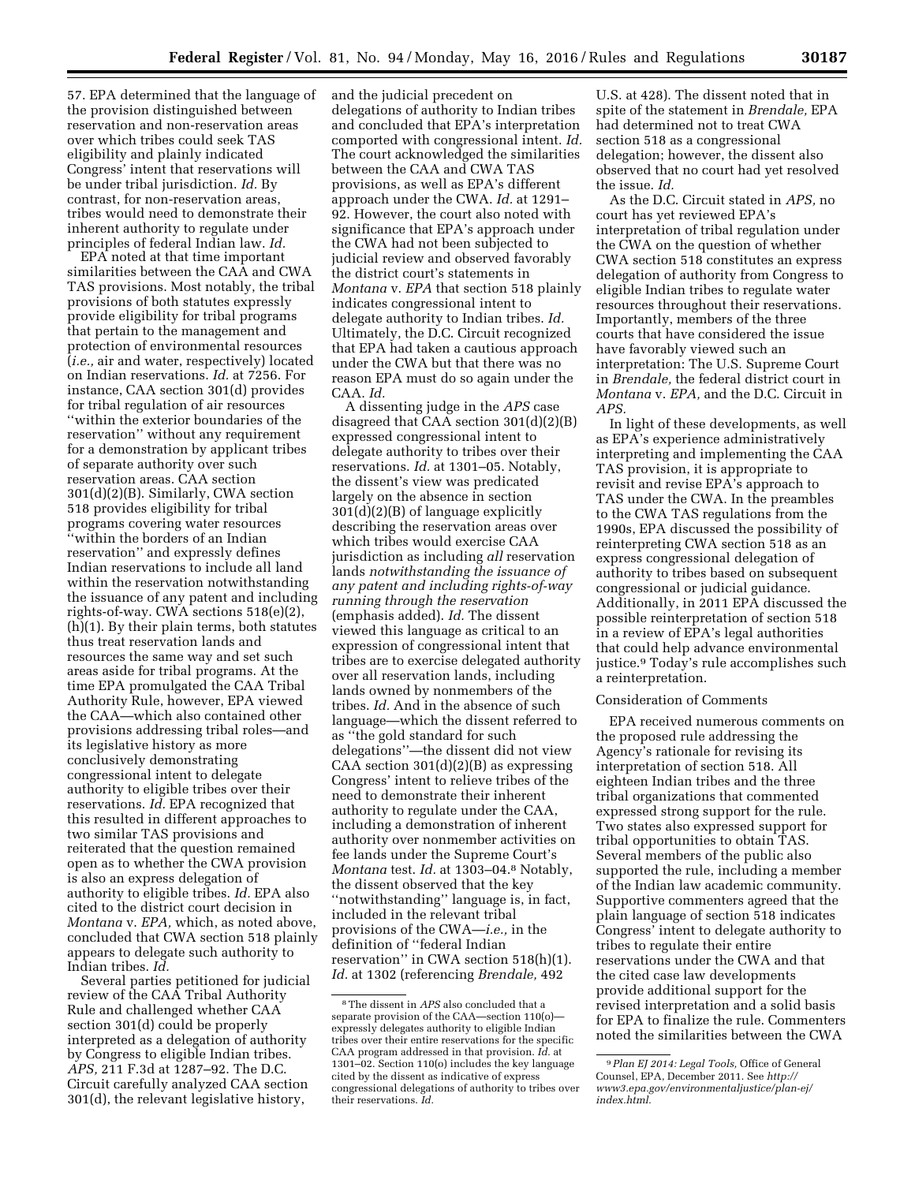57. EPA determined that the language of the provision distinguished between reservation and non-reservation areas over which tribes could seek TAS eligibility and plainly indicated Congress' intent that reservations will be under tribal jurisdiction. *Id.* By contrast, for non-reservation areas, tribes would need to demonstrate their inherent authority to regulate under principles of federal Indian law. *Id.*

EPA noted at that time important similarities between the CAA and CWA TAS provisions. Most notably, the tribal provisions of both statutes expressly provide eligibility for tribal programs that pertain to the management and protection of environmental resources (*i.e.,* air and water, respectively) located on Indian reservations. *Id.* at 7256. For instance, CAA section 301(d) provides for tribal regulation of air resources ''within the exterior boundaries of the reservation'' without any requirement for a demonstration by applicant tribes of separate authority over such reservation areas. CAA section 301(d)(2)(B). Similarly, CWA section 518 provides eligibility for tribal programs covering water resources ''within the borders of an Indian reservation'' and expressly defines Indian reservations to include all land within the reservation notwithstanding the issuance of any patent and including rights-of-way. CWA sections 518(e)(2), (h)(1). By their plain terms, both statutes thus treat reservation lands and resources the same way and set such areas aside for tribal programs. At the time EPA promulgated the CAA Tribal Authority Rule, however, EPA viewed the CAA—which also contained other provisions addressing tribal roles—and its legislative history as more conclusively demonstrating congressional intent to delegate authority to eligible tribes over their reservations. *Id.* EPA recognized that this resulted in different approaches to two similar TAS provisions and reiterated that the question remained open as to whether the CWA provision is also an express delegation of authority to eligible tribes. *Id.* EPA also cited to the district court decision in *Montana* v. *EPA,* which, as noted above, concluded that CWA section 518 plainly appears to delegate such authority to Indian tribes. *Id.*

Several parties petitioned for judicial review of the CAA Tribal Authority Rule and challenged whether CAA section 301(d) could be properly interpreted as a delegation of authority by Congress to eligible Indian tribes. *APS,* 211 F.3d at 1287–92. The D.C. Circuit carefully analyzed CAA section 301(d), the relevant legislative history, and the judicial precedent on delegations of authority to Indian tribes and concluded that EPA's interpretation comported with congressional intent. *Id.* The court acknowledged the similarities between the CAA and CWA TAS provisions, as well as EPA's different approach under the CWA. *Id.* at 1291–92. However, the court also noted with significance that EPA's approach under the CWA had not been subjected to judicial review and observed favorably the district court's statements in *Montana* v. *EPA* that section 518 plainly indicates congressional intent to delegate authority to Indian tribes. *Id.* Ultimately, the D.C. Circuit recognized that EPA had taken a cautious approach under the CWA but that there was no reason EPA must do so again under the CAA. *Id.*

A dissenting judge in the *APS* case disagreed that CAA section 301(d)(2)(B) expressed congressional intent to delegate authority to tribes over their reservations. *Id.* at 1301–05. Notably, the dissent's view was predicated largely on the absence in section 301(d)(2)(B) of language explicitly describing the reservation areas over which tribes would exercise CAA jurisdiction as including *all* reservation lands *notwithstanding the issuance of any patent and including rights-of-way running through the reservation* (emphasis added). *Id.* The dissent viewed this language as critical to an expression of congressional intent that tribes are to exercise delegated authority over all reservation lands, including lands owned by nonmembers of the tribes. *Id.* And in the absence of such language—which the dissent referred to as ''the gold standard for such delegations''—the dissent did not view CAA section 301(d)(2)(B) as expressing Congress' intent to relieve tribes of the need to demonstrate their inherent authority to regulate under the CAA, including a demonstration of inherent authority over nonmember activities on fee lands under the Supreme Court's *Montana* test. *Id.* at 1303–04.[8] Notably, the dissent observed that the key ''notwithstanding'' language is, in fact, included in the relevant tribal provisions of the CWA—*i.e.,* in the definition of ''federal Indian reservation'' in CWA section 518(h)(1). *Id.* at 1302 (referencing *Brendale,* 492 U.S. at 428). The dissent noted that in spite of the statement in *Brendale,* EPA had determined not to treat CWA section 518 as a congressional delegation; however, the dissent also observed that no court had yet resolved the issue. *Id.*

As the D.C. Circuit stated in *APS,* no court has yet reviewed EPA's interpretation of tribal regulation under the CWA on the question of whether CWA section 518 constitutes an express delegation of authority from Congress to eligible Indian tribes to regulate water resources throughout their reservations. Importantly, members of the three courts that have considered the issue have favorably viewed such an interpretation: The U.S. Supreme Court in *Brendale,* the federal district court in *Montana* v. *EPA,* and the D.C. Circuit in *APS.*

In light of these developments, as well as EPA's experience administratively interpreting and implementing the CAA TAS provision, it is appropriate to revisit and revise EPA's approach to TAS under the CWA. In the preambles to the CWA TAS regulations from the 1990s, EPA discussed the possibility of reinterpreting CWA section 518 as an express congressional delegation of authority to tribes based on subsequent congressional or judicial guidance. Additionally, in 2011 EPA discussed the possible reinterpretation of section 518 in a review of EPA's legal authorities that could help advance environmental justice.[9] Today's rule accomplishes such a reinterpretation.

Consideration of Comments

EPA received numerous comments on the proposed rule addressing the Agency's rationale for revising its interpretation of section 518. All eighteen Indian tribes and the three tribal organizations that commented expressed strong support for the rule. Two states also expressed support for tribal opportunities to obtain TAS. Several members of the public also supported the rule, including a member of the Indian law academic community. Supportive commenters agreed that the plain language of section 518 indicates Congress' intent to delegate authority to tribes to regulate their entire reservations under the CWA and that the cited case law developments provide additional support for the revised interpretation and a solid basis for EPA to finalize the rule. Commenters noted the similarities between the CWA

[8] The dissent in *APS* also concluded that a separate provision of the CAA—section 110(o)—expressly delegates authority to eligible Indian tribes over their entire reservations for the specific CAA program addressed in that provision. *Id.* at 1301–02. Section 110(o) includes the key language cited by the dissent as indicative of express congressional delegations of authority to tribes over their reservations. *Id.*

[9] *Plan EJ 2014: Legal Tools,* Office of General Counsel, EPA, December 2011. See *http://www3.epa.gov/environmentaljustice/plan-ej/index.html.*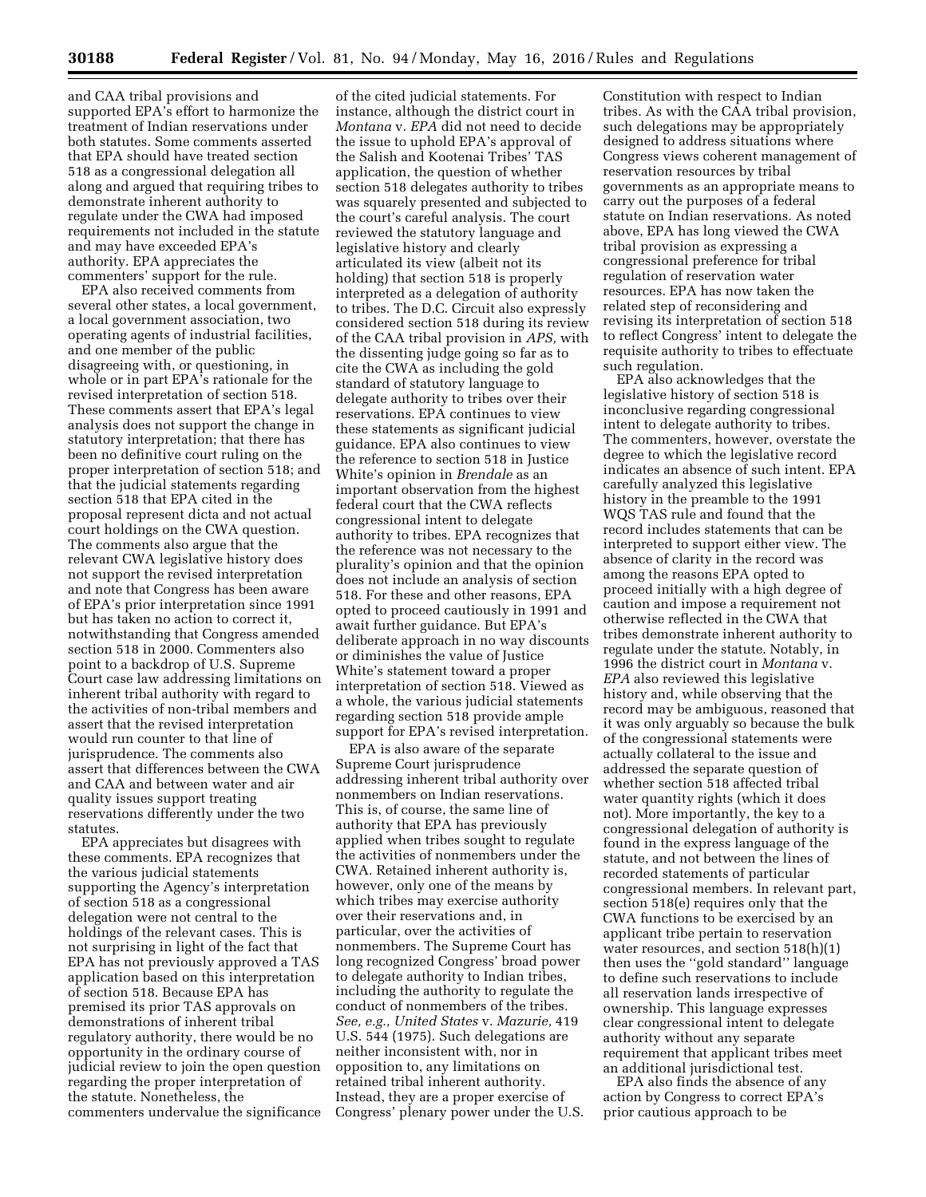and CAA tribal provisions and supported EPA's effort to harmonize the treatment of Indian reservations under both statutes. Some comments asserted that EPA should have treated section 518 as a congressional delegation all along and argued that requiring tribes to demonstrate inherent authority to regulate under the CWA had imposed requirements not included in the statute and may have exceeded EPA's authority. EPA appreciates the commenters' support for the rule.

EPA also received comments from several other states, a local government, a local government association, two operating agents of industrial facilities, and one member of the public disagreeing with, or questioning, in whole or in part EPA's rationale for the revised interpretation of section 518. These comments assert that EPA's legal analysis does not support the change in statutory interpretation; that there has been no definitive court ruling on the proper interpretation of section 518; and that the judicial statements regarding section 518 that EPA cited in the proposal represent dicta and not actual court holdings on the CWA question. The comments also argue that the relevant CWA legislative history does not support the revised interpretation and note that Congress has been aware of EPA's prior interpretation since 1991 but has taken no action to correct it, notwithstanding that Congress amended section 518 in 2000. Commenters also point to a backdrop of U.S. Supreme Court case law addressing limitations on inherent tribal authority with regard to the activities of non-tribal members and assert that the revised interpretation would run counter to that line of jurisprudence. The comments also assert that differences between the CWA and CAA and between water and air quality issues support treating reservations differently under the two statutes.

EPA appreciates but disagrees with these comments. EPA recognizes that the various judicial statements supporting the Agency's interpretation of section 518 as a congressional delegation were not central to the holdings of the relevant cases. This is not surprising in light of the fact that EPA has not previously approved a TAS application based on this interpretation of section 518. Because EPA has premised its prior TAS approvals on demonstrations of inherent tribal regulatory authority, there would be no opportunity in the ordinary course of judicial review to join the open question regarding the proper interpretation of the statute. Nonetheless, the commenters undervalue the significance of the cited judicial statements. For instance, although the district court in *Montana* v. *EPA* did not need to decide the issue to uphold EPA's approval of the Salish and Kootenai Tribes' TAS application, the question of whether section 518 delegates authority to tribes was squarely presented and subjected to the court's careful analysis. The court reviewed the statutory language and legislative history and clearly articulated its view (albeit not its holding) that section 518 is properly interpreted as a delegation of authority to tribes. The D.C. Circuit also expressly considered section 518 during its review of the CAA tribal provision in *APS,* with the dissenting judge going so far as to cite the CWA as including the gold standard of statutory language to delegate authority to tribes over their reservations. EPA continues to view these statements as significant judicial guidance. EPA also continues to view the reference to section 518 in Justice White's opinion in *Brendale* as an important observation from the highest federal court that the CWA reflects congressional intent to delegate authority to tribes. EPA recognizes that the reference was not necessary to the plurality's opinion and that the opinion does not include an analysis of section 518. For these and other reasons, EPA opted to proceed cautiously in 1991 and await further guidance. But EPA's deliberate approach in no way discounts or diminishes the value of Justice White's statement toward a proper interpretation of section 518. Viewed as a whole, the various judicial statements regarding section 518 provide ample support for EPA's revised interpretation.

EPA is also aware of the separate Supreme Court jurisprudence addressing inherent tribal authority over nonmembers on Indian reservations. This is, of course, the same line of authority that EPA has previously applied when tribes sought to regulate the activities of nonmembers under the CWA. Retained inherent authority is, however, only one of the means by which tribes may exercise authority over their reservations and, in particular, over the activities of nonmembers. The Supreme Court has long recognized Congress' broad power to delegate authority to Indian tribes, including the authority to regulate the conduct of nonmembers of the tribes. *See, e.g., United States* v. *Mazurie,* 419 U.S. 544 (1975). Such delegations are neither inconsistent with, nor in opposition to, any limitations on retained tribal inherent authority. Instead, they are a proper exercise of Congress' plenary power under the U.S. Constitution with respect to Indian tribes. As with the CAA tribal provision, such delegations may be appropriately designed to address situations where Congress views coherent management of reservation resources by tribal governments as an appropriate means to carry out the purposes of a federal statute on Indian reservations. As noted above, EPA has long viewed the CWA tribal provision as expressing a congressional preference for tribal regulation of reservation water resources. EPA has now taken the related step of reconsidering and revising its interpretation of section 518 to reflect Congress' intent to delegate the requisite authority to tribes to effectuate such regulation.

EPA also acknowledges that the legislative history of section 518 is inconclusive regarding congressional intent to delegate authority to tribes. The commenters, however, overstate the degree to which the legislative record indicates an absence of such intent. EPA carefully analyzed this legislative history in the preamble to the 1991 WQS TAS rule and found that the record includes statements that can be interpreted to support either view. The absence of clarity in the record was among the reasons EPA opted to proceed initially with a high degree of caution and impose a requirement not otherwise reflected in the CWA that tribes demonstrate inherent authority to regulate under the statute. Notably, in 1996 the district court in *Montana* v. *EPA* also reviewed this legislative history and, while observing that the record may be ambiguous, reasoned that it was only arguably so because the bulk of the congressional statements were actually collateral to the issue and addressed the separate question of whether section 518 affected tribal water quantity rights (which it does not). More importantly, the key to a congressional delegation of authority is found in the express language of the statute, and not between the lines of recorded statements of particular congressional members. In relevant part, section 518(e) requires only that the CWA functions to be exercised by an applicant tribe pertain to reservation water resources, and section 518(h)(1) then uses the "gold standard" language to define such reservations to include all reservation lands irrespective of ownership. This language expresses clear congressional intent to delegate authority without any separate requirement that applicant tribes meet an additional jurisdictional test.

EPA also finds the absence of any action by Congress to correct EPA's prior cautious approach to be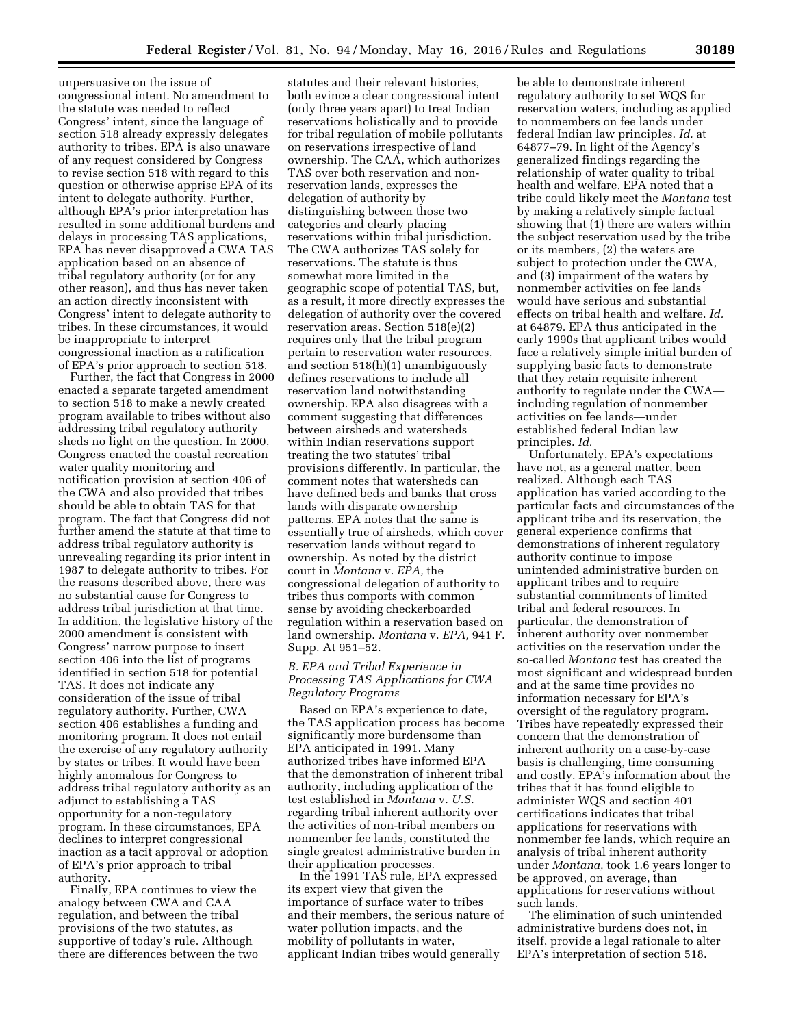unpersuasive on the issue of congressional intent. No amendment to the statute was needed to reflect Congress' intent, since the language of section 518 already expressly delegates authority to tribes. EPA is also unaware of any request considered by Congress to revise section 518 with regard to this question or otherwise apprise EPA of its intent to delegate authority. Further, although EPA's prior interpretation has resulted in some additional burdens and delays in processing TAS applications, EPA has never disapproved a CWA TAS application based on an absence of tribal regulatory authority (or for any other reason), and thus has never taken an action directly inconsistent with Congress' intent to delegate authority to tribes. In these circumstances, it would be inappropriate to interpret congressional inaction as a ratification of EPA's prior approach to section 518.

Further, the fact that Congress in 2000 enacted a separate targeted amendment to section 518 to make a newly created program available to tribes without also addressing tribal regulatory authority sheds no light on the question. In 2000, Congress enacted the coastal recreation water quality monitoring and notification provision at section 406 of the CWA and also provided that tribes should be able to obtain TAS for that program. The fact that Congress did not further amend the statute at that time to address tribal regulatory authority is unrevealing regarding its prior intent in 1987 to delegate authority to tribes. For the reasons described above, there was no substantial cause for Congress to address tribal jurisdiction at that time. In addition, the legislative history of the 2000 amendment is consistent with Congress' narrow purpose to insert section 406 into the list of programs identified in section 518 for potential TAS. It does not indicate any consideration of the issue of tribal regulatory authority. Further, CWA section 406 establishes a funding and monitoring program. It does not entail the exercise of any regulatory authority by states or tribes. It would have been highly anomalous for Congress to address tribal regulatory authority as an adjunct to establishing a TAS opportunity for a non-regulatory program. In these circumstances, EPA declines to interpret congressional inaction as a tacit approval or adoption of EPA's prior approach to tribal authority.

Finally, EPA continues to view the analogy between CWA and CAA regulation, and between the tribal provisions of the two statutes, as supportive of today's rule. Although there are differences between the two statutes and their relevant histories, both evince a clear congressional intent (only three years apart) to treat Indian reservations holistically and to provide for tribal regulation of mobile pollutants on reservations irrespective of land ownership. The CAA, which authorizes TAS over both reservation and non-reservation lands, expresses the delegation of authority by distinguishing between those two categories and clearly placing reservations within tribal jurisdiction. The CWA authorizes TAS solely for reservations. The statute is thus somewhat more limited in the geographic scope of potential TAS, but, as a result, it more directly expresses the delegation of authority over the covered reservation areas. Section 518(e)(2) requires only that the tribal program pertain to reservation water resources, and section 518(h)(1) unambiguously defines reservations to include all reservation land notwithstanding ownership. EPA also disagrees with a comment suggesting that differences between airsheds and watersheds within Indian reservations support treating the two statutes' tribal provisions differently. In particular, the comment notes that watersheds can have defined beds and banks that cross lands with disparate ownership patterns. EPA notes that the same is essentially true of airsheds, which cover reservation lands without regard to ownership. As noted by the district court in *Montana* v. *EPA,* the congressional delegation of authority to tribes thus comports with common sense by avoiding checkerboarded regulation within a reservation based on land ownership. *Montana* v. *EPA,* 941 F. Supp. At 951–52.

### B. EPA and Tribal Experience in Processing TAS Applications for CWA Regulatory Programs

Based on EPA's experience to date, the TAS application process has become significantly more burdensome than EPA anticipated in 1991. Many authorized tribes have informed EPA that the demonstration of inherent tribal authority, including application of the test established in *Montana* v. *U.S.* regarding tribal inherent authority over the activities of non-tribal members on nonmember fee lands, constituted the single greatest administrative burden in their application processes.

In the 1991 TAS rule, EPA expressed its expert view that given the importance of surface water to tribes and their members, the serious nature of water pollution impacts, and the mobility of pollutants in water, applicant Indian tribes would generally be able to demonstrate inherent regulatory authority to set WQS for reservation waters, including as applied to nonmembers on fee lands under federal Indian law principles. *Id.* at 64877–79. In light of the Agency's generalized findings regarding the relationship of water quality to tribal health and welfare, EPA noted that a tribe could likely meet the *Montana* test by making a relatively simple factual showing that (1) there are waters within the subject reservation used by the tribe or its members, (2) the waters are subject to protection under the CWA, and (3) impairment of the waters by nonmember activities on fee lands would have serious and substantial effects on tribal health and welfare. *Id.* at 64879. EPA thus anticipated in the early 1990s that applicant tribes would face a relatively simple initial burden of supplying basic facts to demonstrate that they retain requisite inherent authority to regulate under the CWA—including regulation of nonmember activities on fee lands—under established federal Indian law principles. *Id.*

Unfortunately, EPA's expectations have not, as a general matter, been realized. Although each TAS application has varied according to the particular facts and circumstances of the applicant tribe and its reservation, the general experience confirms that demonstrations of inherent regulatory authority continue to impose unintended administrative burden on applicant tribes and to require substantial commitments of limited tribal and federal resources. In particular, the demonstration of inherent authority over nonmember activities on the reservation under the so-called *Montana* test has created the most significant and widespread burden and at the same time provides no information necessary for EPA's oversight of the regulatory program. Tribes have repeatedly expressed their concern that the demonstration of inherent authority on a case-by-case basis is challenging, time consuming and costly. EPA's information about the tribes that it has found eligible to administer WQS and section 401 certifications indicates that tribal applications for reservations with nonmember fee lands, which require an analysis of tribal inherent authority under *Montana,* took 1.6 years longer to be approved, on average, than applications for reservations without such lands.

The elimination of such unintended administrative burdens does not, in itself, provide a legal rationale to alter EPA's interpretation of section 518.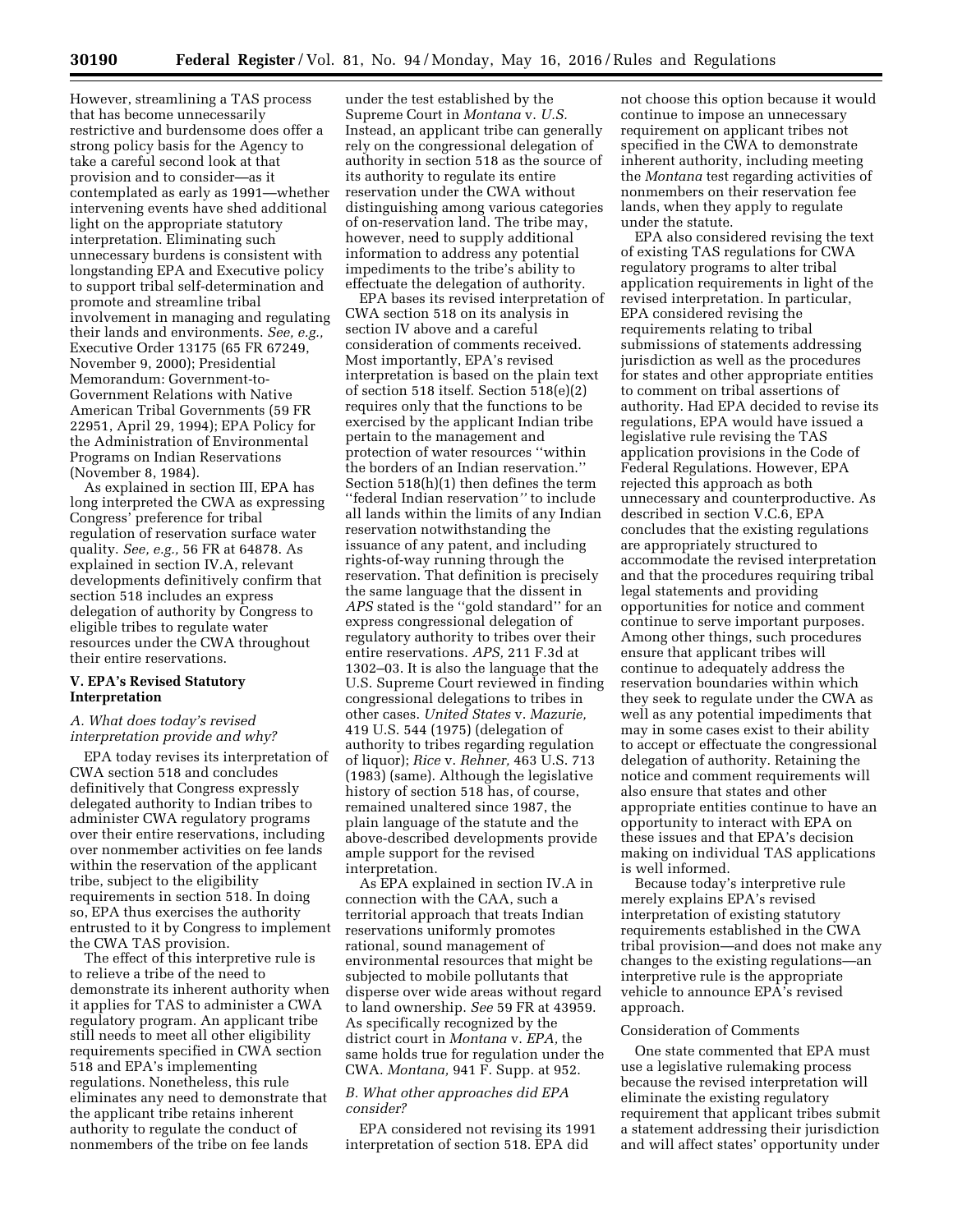However, streamlining a TAS process that has become unnecessarily restrictive and burdensome does offer a strong policy basis for the Agency to take a careful second look at that provision and to consider—as it contemplated as early as 1991—whether intervening events have shed additional light on the appropriate statutory interpretation. Eliminating such unnecessary burdens is consistent with longstanding EPA and Executive policy to support tribal self-determination and promote and streamline tribal involvement in managing and regulating their lands and environments. *See, e.g.,* Executive Order 13175 (65 FR 67249, November 9, 2000); Presidential Memorandum: Government-to-Government Relations with Native American Tribal Governments (59 FR 22951, April 29, 1994); EPA Policy for the Administration of Environmental Programs on Indian Reservations (November 8, 1984).

As explained in section III, EPA has long interpreted the CWA as expressing Congress' preference for tribal regulation of reservation surface water quality. *See, e.g.,* 56 FR at 64878. As explained in section IV.A, relevant developments definitively confirm that section 518 includes an express delegation of authority by Congress to eligible tribes to regulate water resources under the CWA throughout their entire reservations.

## V. EPA's Revised Statutory Interpretation

### *A. What does today's revised interpretation provide and why?*

EPA today revises its interpretation of CWA section 518 and concludes definitively that Congress expressly delegated authority to Indian tribes to administer CWA regulatory programs over their entire reservations, including over nonmember activities on fee lands within the reservation of the applicant tribe, subject to the eligibility requirements in section 518. In doing so, EPA thus exercises the authority entrusted to it by Congress to implement the CWA TAS provision.

The effect of this interpretive rule is to relieve a tribe of the need to demonstrate its inherent authority when it applies for TAS to administer a CWA regulatory program. An applicant tribe still needs to meet all other eligibility requirements specified in CWA section 518 and EPA's implementing regulations. Nonetheless, this rule eliminates any need to demonstrate that the applicant tribe retains inherent authority to regulate the conduct of nonmembers of the tribe on fee lands under the test established by the Supreme Court in *Montana* v. *U.S.* Instead, an applicant tribe can generally rely on the congressional delegation of authority in section 518 as the source of its authority to regulate its entire reservation under the CWA without distinguishing among various categories of on-reservation land. The tribe may, however, need to supply additional information to address any potential impediments to the tribe's ability to effectuate the delegation of authority.

EPA bases its revised interpretation of CWA section 518 on its analysis in section IV above and a careful consideration of comments received. Most importantly, EPA's revised interpretation is based on the plain text of section 518 itself. Section 518(e)(2) requires only that the functions to be exercised by the applicant Indian tribe pertain to the management and protection of water resources ''within the borders of an Indian reservation.'' Section 518(h)(1) then defines the term ''federal Indian reservation'' to include all lands within the limits of any Indian reservation notwithstanding the issuance of any patent, and including rights-of-way running through the reservation. That definition is precisely the same language that the dissent in *APS* stated is the ''gold standard'' for an express congressional delegation of regulatory authority to tribes over their entire reservations. *APS,* 211 F.3d at 1302–03. It is also the language that the U.S. Supreme Court reviewed in finding congressional delegations to tribes in other cases. *United States* v. *Mazurie,* 419 U.S. 544 (1975) (delegation of authority to tribes regarding regulation of liquor); *Rice* v. *Rehner,* 463 U.S. 713 (1983) (same). Although the legislative history of section 518 has, of course, remained unaltered since 1987, the plain language of the statute and the above-described developments provide ample support for the revised interpretation.

As EPA explained in section IV.A in connection with the CAA, such a territorial approach that treats Indian reservations uniformly promotes rational, sound management of environmental resources that might be subjected to mobile pollutants that disperse over wide areas without regard to land ownership. *See* 59 FR at 43959. As specifically recognized by the district court in *Montana* v. *EPA,* the same holds true for regulation under the CWA. *Montana,* 941 F. Supp. at 952.

### *B. What other approaches did EPA consider?*

EPA considered not revising its 1991 interpretation of section 518. EPA did not choose this option because it would continue to impose an unnecessary requirement on applicant tribes not specified in the CWA to demonstrate inherent authority, including meeting the *Montana* test regarding activities of nonmembers on their reservation fee lands, when they apply to regulate under the statute.

EPA also considered revising the text of existing TAS regulations for CWA regulatory programs to alter tribal application requirements in light of the revised interpretation. In particular, EPA considered revising the requirements relating to tribal submissions of statements addressing jurisdiction as well as the procedures for states and other appropriate entities to comment on tribal assertions of authority. Had EPA decided to revise its regulations, EPA would have issued a legislative rule revising the TAS application provisions in the Code of Federal Regulations. However, EPA rejected this approach as both unnecessary and counterproductive. As described in section V.C.6, EPA concludes that the existing regulations are appropriately structured to accommodate the revised interpretation and that the procedures requiring tribal legal statements and providing opportunities for notice and comment continue to serve important purposes. Among other things, such procedures ensure that applicant tribes will continue to adequately address the reservation boundaries within which they seek to regulate under the CWA as well as any potential impediments that may in some cases exist to their ability to accept or effectuate the congressional delegation of authority. Retaining the notice and comment requirements will also ensure that states and other appropriate entities continue to have an opportunity to interact with EPA on these issues and that EPA's decision making on individual TAS applications is well informed.

Because today's interpretive rule merely explains EPA's revised interpretation of existing statutory requirements established in the CWA tribal provision—and does not make any changes to the existing regulations—an interpretive rule is the appropriate vehicle to announce EPA's revised approach.

Consideration of Comments

One state commented that EPA must use a legislative rulemaking process because the revised interpretation will eliminate the existing regulatory requirement that applicant tribes submit a statement addressing their jurisdiction and will affect states' opportunity under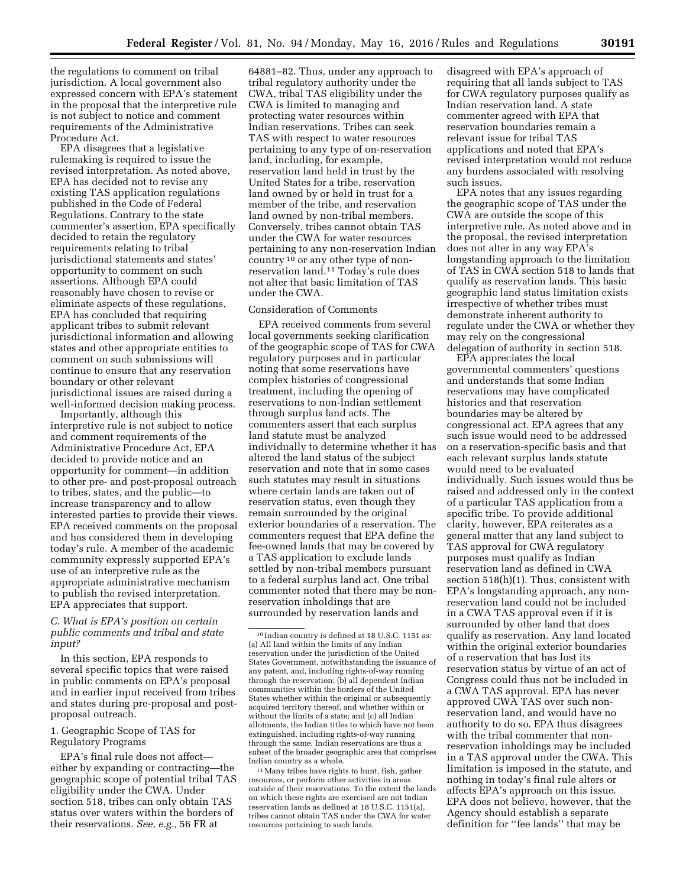the regulations to comment on tribal jurisdiction. A local government also expressed concern with EPA's statement in the proposal that the interpretive rule is not subject to notice and comment requirements of the Administrative Procedure Act.

EPA disagrees that a legislative rulemaking is required to issue the revised interpretation. As noted above, EPA has decided not to revise any existing TAS application regulations published in the Code of Federal Regulations. Contrary to the state commenter's assertion, EPA specifically decided to retain the regulatory requirements relating to tribal jurisdictional statements and states' opportunity to comment on such assertions. Although EPA could reasonably have chosen to revise or eliminate aspects of these regulations, EPA has concluded that requiring applicant tribes to submit relevant jurisdictional information and allowing states and other appropriate entities to comment on such submissions will continue to ensure that any reservation boundary or other relevant jurisdictional issues are raised during a well-informed decision making process.

Importantly, although this interpretive rule is not subject to notice and comment requirements of the Administrative Procedure Act, EPA decided to provide notice and an opportunity for comment—in addition to other pre- and post-proposal outreach to tribes, states, and the public—to increase transparency and to allow interested parties to provide their views. EPA received comments on the proposal and has considered them in developing today's rule. A member of the academic community expressly supported EPA's use of an interpretive rule as the appropriate administrative mechanism to publish the revised interpretation. EPA appreciates that support.

### C. What is EPA's position on certain public comments and tribal and state input?

In this section, EPA responds to several specific topics that were raised in public comments on EPA's proposal and in earlier input received from tribes and states during pre-proposal and post-proposal outreach.

#### 1. Geographic Scope of TAS for Regulatory Programs

EPA's final rule does not affect—either by expanding or contracting—the geographic scope of potential tribal TAS eligibility under the CWA. Under section 518, tribes can only obtain TAS status over waters within the borders of their reservations. *See, e.g.,* 56 FR at 64881–82. Thus, under any approach to tribal regulatory authority under the CWA, tribal TAS eligibility under the CWA is limited to managing and protecting water resources within Indian reservations. Tribes can seek TAS with respect to water resources pertaining to any type of on-reservation land, including, for example, reservation land held in trust by the United States for a tribe, reservation land owned by or held in trust for a member of the tribe, and reservation land owned by non-tribal members. Conversely, tribes cannot obtain TAS under the CWA for water resources pertaining to any non-reservation Indian country [10] or any other type of non-reservation land.[11] Today's rule does not alter that basic limitation of TAS under the CWA.

Consideration of Comments

EPA received comments from several local governments seeking clarification of the geographic scope of TAS for CWA regulatory purposes and in particular noting that some reservations have complex histories of congressional treatment, including the opening of reservations to non-Indian settlement through surplus land acts. The commenters assert that each surplus land statute must be analyzed individually to determine whether it has altered the land status of the subject reservation and note that in some cases such statutes may result in situations where certain lands are taken out of reservation status, even though they remain surrounded by the original exterior boundaries of a reservation. The commenters request that EPA define the fee-owned lands that may be covered by a TAS application to exclude lands settled by non-tribal members pursuant to a federal surplus land act. One tribal commenter noted that there may be non-reservation inholdings that are surrounded by reservation lands and disagreed with EPA's approach of requiring that all lands subject to TAS for CWA regulatory purposes qualify as Indian reservation land. A state commenter agreed with EPA that reservation boundaries remain a relevant issue for tribal TAS applications and noted that EPA's revised interpretation would not reduce any burdens associated with resolving such issues.

EPA notes that any issues regarding the geographic scope of TAS under the CWA are outside the scope of this interpretive rule. As noted above and in the proposal, the revised interpretation does not alter in any way EPA's longstanding approach to the limitation of TAS in CWA section 518 to lands that qualify as reservation lands. This basic geographic land status limitation exists irrespective of whether tribes must demonstrate inherent authority to regulate under the CWA or whether they may rely on the congressional delegation of authority in section 518.

EPA appreciates the local governmental commenters' questions and understands that some Indian reservations may have complicated histories and that reservation boundaries may be altered by congressional act. EPA agrees that any such issue would need to be addressed on a reservation-specific basis and that each relevant surplus lands statute would need to be evaluated individually. Such issues would thus be raised and addressed only in the context of a particular TAS application from a specific tribe. To provide additional clarity, however, EPA reiterates as a general matter that any land subject to TAS approval for CWA regulatory purposes must qualify as Indian reservation land as defined in CWA section 518(h)(1). Thus, consistent with EPA's longstanding approach, any non-reservation land could not be included in a CWA TAS approval even if it is surrounded by other land that does qualify as reservation. Any land located within the original exterior boundaries of a reservation that has lost its reservation status by virtue of an act of Congress could thus not be included in a CWA TAS approval. EPA has never approved CWA TAS over such non-reservation land, and would have no authority to do so. EPA thus disagrees with the tribal commenter that non-reservation inholdings may be included in a TAS approval under the CWA. This limitation is imposed in the statute, and nothing in today's final rule alters or affects EPA's approach on this issue. EPA does not believe, however, that the Agency should establish a separate definition for "fee lands" that may be

---

[10] Indian country is defined at 18 U.S.C. 1151 as: (a) All land within the limits of any Indian reservation under the jurisdiction of the United States Government, notwithstanding the issuance of any patent, and, including rights-of-way running through the reservation; (b) all dependent Indian communities within the borders of the United States whether within the original or subsequently acquired territory thereof, and whether within or without the limits of a state; and (c) all Indian allotments, the Indian titles to which have not been extinguished, including rights-of-way running through the same. Indian reservations are thus a subset of the broader geographic area that comprises Indian country as a whole.

[11] Many tribes have rights to hunt, fish, gather resources, or perform other activities in areas outside of their reservations. To the extent the lands on which these rights are exercised are not Indian reservation lands as defined at 18 U.S.C. 1151(a), tribes cannot obtain TAS under the CWA for water resources pertaining to such lands.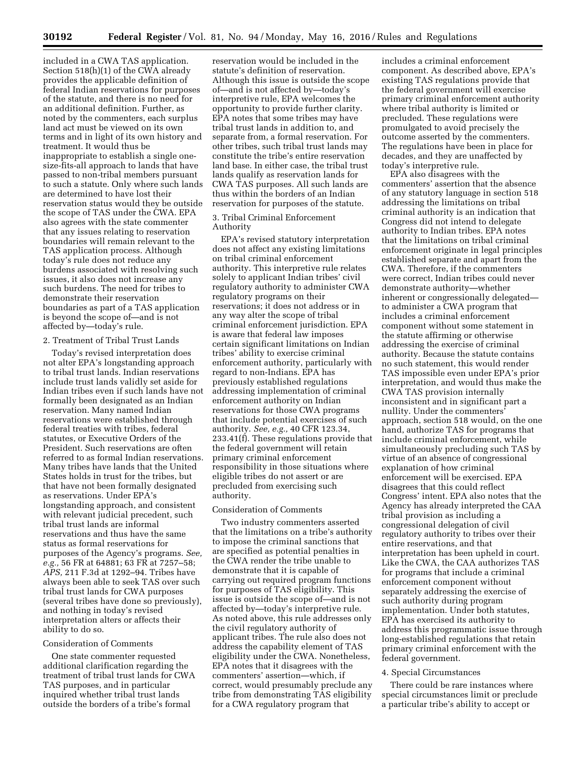included in a CWA TAS application. Section 518(h)(1) of the CWA already provides the applicable definition of federal Indian reservations for purposes of the statute, and there is no need for an additional definition. Further, as noted by the commenters, each surplus land act must be viewed on its own terms and in light of its own history and treatment. It would thus be inappropriate to establish a single one-size-fits-all approach to lands that have passed to non-tribal members pursuant to such a statute. Only where such lands are determined to have lost their reservation status would they be outside the scope of TAS under the CWA. EPA also agrees with the state commenter that any issues relating to reservation boundaries will remain relevant to the TAS application process. Although today's rule does not reduce any burdens associated with resolving such issues, it also does not increase any such burdens. The need for tribes to demonstrate their reservation boundaries as part of a TAS application is beyond the scope of—and is not affected by—today's rule.

2. Treatment of Tribal Trust Lands

Today's revised interpretation does not alter EPA's longstanding approach to tribal trust lands. Indian reservations include trust lands validly set aside for Indian tribes even if such lands have not formally been designated as an Indian reservation. Many named Indian reservations were established through federal treaties with tribes, federal statutes, or Executive Orders of the President. Such reservations are often referred to as formal Indian reservations. Many tribes have lands that the United States holds in trust for the tribes, but that have not been formally designated as reservations. Under EPA's longstanding approach, and consistent with relevant judicial precedent, such tribal trust lands are informal reservations and thus have the same status as formal reservations for purposes of the Agency's programs. *See, e.g.,* 56 FR at 64881; 63 FR at 7257–58; *APS,* 211 F.3d at 1292–94. Tribes have always been able to seek TAS over such tribal trust lands for CWA purposes (several tribes have done so previously), and nothing in today's revised interpretation alters or affects their ability to do so.

Consideration of Comments

One state commenter requested additional clarification regarding the treatment of tribal trust lands for CWA TAS purposes, and in particular inquired whether tribal trust lands outside the borders of a tribe's formal reservation would be included in the statute's definition of reservation. Although this issue is outside the scope of—and is not affected by—today's interpretive rule, EPA welcomes the opportunity to provide further clarity. EPA notes that some tribes may have tribal trust lands in addition to, and separate from, a formal reservation. For other tribes, such tribal trust lands may constitute the tribe's entire reservation land base. In either case, the tribal trust lands qualify as reservation lands for CWA TAS purposes. All such lands are thus within the borders of an Indian reservation for purposes of the statute.

3. Tribal Criminal Enforcement Authority

EPA's revised statutory interpretation does not affect any existing limitations on tribal criminal enforcement authority. This interpretive rule relates solely to applicant Indian tribes' civil regulatory authority to administer CWA regulatory programs on their reservations; it does not address or in any way alter the scope of tribal criminal enforcement jurisdiction. EPA is aware that federal law imposes certain significant limitations on Indian tribes' ability to exercise criminal enforcement authority, particularly with regard to non-Indians. EPA has previously established regulations addressing implementation of criminal enforcement authority on Indian reservations for those CWA programs that include potential exercises of such authority. *See, e.g.,* 40 CFR 123.34, 233.41(f). These regulations provide that the federal government will retain primary criminal enforcement responsibility in those situations where eligible tribes do not assert or are precluded from exercising such authority.

Consideration of Comments

Two industry commenters asserted that the limitations on a tribe's authority to impose the criminal sanctions that are specified as potential penalties in the CWA render the tribe unable to demonstrate that it is capable of carrying out required program functions for purposes of TAS eligibility. This issue is outside the scope of—and is not affected by—today's interpretive rule. As noted above, this rule addresses only the civil regulatory authority of applicant tribes. The rule also does not address the capability element of TAS eligibility under the CWA. Nonetheless, EPA notes that it disagrees with the commenters' assertion—which, if correct, would presumably preclude any tribe from demonstrating TAS eligibility for a CWA regulatory program that includes a criminal enforcement component. As described above, EPA's existing TAS regulations provide that the federal government will exercise primary criminal enforcement authority where tribal authority is limited or precluded. These regulations were promulgated to avoid precisely the outcome asserted by the commenters. The regulations have been in place for decades, and they are unaffected by today's interpretive rule.

EPA also disagrees with the commenters' assertion that the absence of any statutory language in section 518 addressing the limitations on tribal criminal authority is an indication that Congress did not intend to delegate authority to Indian tribes. EPA notes that the limitations on tribal criminal enforcement originate in legal principles established separate and apart from the CWA. Therefore, if the commenters were correct, Indian tribes could never demonstrate authority—whether inherent or congressionally delegated—to administer a CWA program that includes a criminal enforcement component without some statement in the statute affirming or otherwise addressing the exercise of criminal authority. Because the statute contains no such statement, this would render TAS impossible even under EPA's prior interpretation, and would thus make the CWA TAS provision internally inconsistent and in significant part a nullity. Under the commenters' approach, section 518 would, on the one hand, authorize TAS for programs that include criminal enforcement, while simultaneously precluding such TAS by virtue of an absence of congressional explanation of how criminal enforcement will be exercised. EPA disagrees that this could reflect Congress' intent. EPA also notes that the Agency has already interpreted the CAA tribal provision as including a congressional delegation of civil regulatory authority to tribes over their entire reservations, and that interpretation has been upheld in court. Like the CWA, the CAA authorizes TAS for programs that include a criminal enforcement component without separately addressing the exercise of such authority during program implementation. Under both statutes, EPA has exercised its authority to address this programmatic issue through long-established regulations that retain primary criminal enforcement with the federal government.

4. Special Circumstances

There could be rare instances where special circumstances limit or preclude a particular tribe's ability to accept or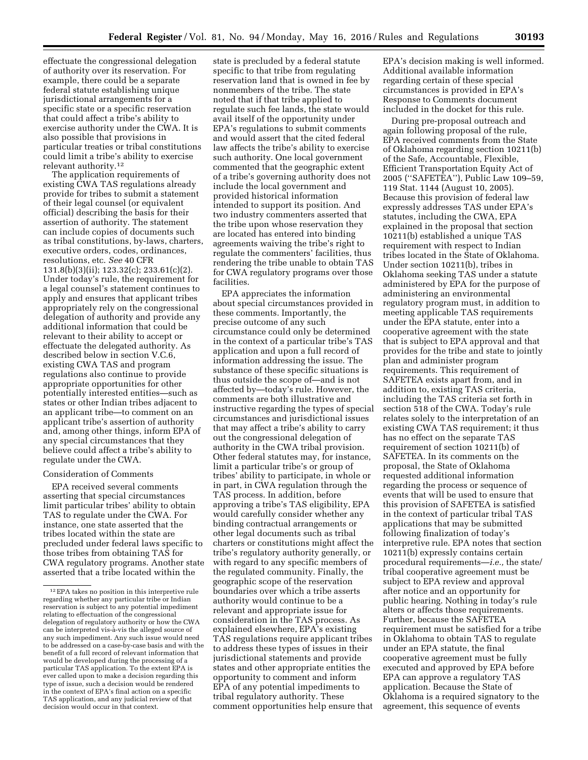effectuate the congressional delegation of authority over its reservation. For example, there could be a separate federal statute establishing unique jurisdictional arrangements for a specific state or a specific reservation that could affect a tribe's ability to exercise authority under the CWA. It is also possible that provisions in particular treaties or tribal constitutions could limit a tribe's ability to exercise relevant authority.[12]

The application requirements of existing CWA TAS regulations already provide for tribes to submit a statement of their legal counsel (or equivalent official) describing the basis for their assertion of authority. The statement can include copies of documents such as tribal constitutions, by-laws, charters, executive orders, codes, ordinances, resolutions, etc. *See* 40 CFR 131.8(b)(3)(ii); 123.32(c); 233.61(c)(2). Under today's rule, the requirement for a legal counsel's statement continues to apply and ensures that applicant tribes appropriately rely on the congressional delegation of authority and provide any additional information that could be relevant to their ability to accept or effectuate the delegated authority. As described below in section V.C.6, existing CWA TAS and program regulations also continue to provide appropriate opportunities for other potentially interested entities—such as states or other Indian tribes adjacent to an applicant tribe—to comment on an applicant tribe's assertion of authority and, among other things, inform EPA of any special circumstances that they believe could affect a tribe's ability to regulate under the CWA.

Consideration of Comments

EPA received several comments asserting that special circumstances limit particular tribes' ability to obtain TAS to regulate under the CWA. For instance, one state asserted that the tribes located within the state are precluded under federal laws specific to those tribes from obtaining TAS for CWA regulatory programs. Another state asserted that a tribe located within the state is precluded by a federal statute specific to that tribe from regulating reservation land that is owned in fee by nonmembers of the tribe. The state noted that if that tribe applied to regulate such fee lands, the state would avail itself of the opportunity under EPA's regulations to submit comments and would assert that the cited federal law affects the tribe's ability to exercise such authority. One local government commented that the geographic extent of a tribe's governing authority does not include the local government and provided historical information intended to support its position. And two industry commenters asserted that the tribe upon whose reservation they are located has entered into binding agreements waiving the tribe's right to regulate the commenters' facilities, thus rendering the tribe unable to obtain TAS for CWA regulatory programs over those facilities.

EPA appreciates the information about special circumstances provided in these comments. Importantly, the precise outcome of any such circumstance could only be determined in the context of a particular tribe's TAS application and upon a full record of information addressing the issue. The substance of these specific situations is thus outside the scope of—and is not affected by—today's rule. However, the comments are both illustrative and instructive regarding the types of special circumstances and jurisdictional issues that may affect a tribe's ability to carry out the congressional delegation of authority in the CWA tribal provision. Other federal statutes may, for instance, limit a particular tribe's or group of tribes' ability to participate, in whole or in part, in CWA regulation through the TAS process. In addition, before approving a tribe's TAS eligibility, EPA would carefully consider whether any binding contractual arrangements or other legal documents such as tribal charters or constitutions might affect the tribe's regulatory authority generally, or with regard to any specific members of the regulated community. Finally, the geographic scope of the reservation boundaries over which a tribe asserts authority would continue to be a relevant and appropriate issue for consideration in the TAS process. As explained elsewhere, EPA's existing TAS regulations require applicant tribes to address these types of issues in their jurisdictional statements and provide states and other appropriate entities the opportunity to comment and inform EPA of any potential impediments to tribal regulatory authority. These comment opportunities help ensure that EPA's decision making is well informed. Additional available information regarding certain of these special circumstances is provided in EPA's Response to Comments document included in the docket for this rule.

During pre-proposal outreach and again following proposal of the rule, EPA received comments from the State of Oklahoma regarding section 10211(b) of the Safe, Accountable, Flexible, Efficient Transportation Equity Act of 2005 (''SAFETEA''), Public Law 109–59, 119 Stat. 1144 (August 10, 2005). Because this provision of federal law expressly addresses TAS under EPA's statutes, including the CWA, EPA explained in the proposal that section 10211(b) established a unique TAS requirement with respect to Indian tribes located in the State of Oklahoma. Under section 10211(b), tribes in Oklahoma seeking TAS under a statute administered by EPA for the purpose of administering an environmental regulatory program must, in addition to meeting applicable TAS requirements under the EPA statute, enter into a cooperative agreement with the state that is subject to EPA approval and that provides for the tribe and state to jointly plan and administer program requirements. This requirement of SAFETEA exists apart from, and in addition to, existing TAS criteria, including the TAS criteria set forth in section 518 of the CWA. Today's rule relates solely to the interpretation of an existing CWA TAS requirement; it thus has no effect on the separate TAS requirement of section 10211(b) of SAFETEA. In its comments on the proposal, the State of Oklahoma requested additional information regarding the process or sequence of events that will be used to ensure that this provision of SAFETEA is satisfied in the context of particular tribal TAS applications that may be submitted following finalization of today's interpretive rule. EPA notes that section 10211(b) expressly contains certain procedural requirements—*i.e.,* the state/tribal cooperative agreement must be subject to EPA review and approval after notice and an opportunity for public hearing. Nothing in today's rule alters or affects those requirements. Further, because the SAFETEA requirement must be satisfied for a tribe in Oklahoma to obtain TAS to regulate under an EPA statute, the final cooperative agreement must be fully executed and approved by EPA before EPA can approve a regulatory TAS application. Because the State of Oklahoma is a required signatory to the agreement, this sequence of events

---

[12] EPA takes no position in this interpretive rule regarding whether any particular tribe or Indian reservation is subject to any potential impediment relating to effectuation of the congressional delegation of regulatory authority or how the CWA can be interpreted vis-à-vis the alleged source of any such impediment. Any such issue would need to be addressed on a case-by-case basis and with the benefit of a full record of relevant information that would be developed during the processing of a particular TAS application. To the extent EPA is ever called upon to make a decision regarding this type of issue, such a decision would be rendered in the context of EPA's final action on a specific TAS application, and any judicial review of that decision would occur in that context.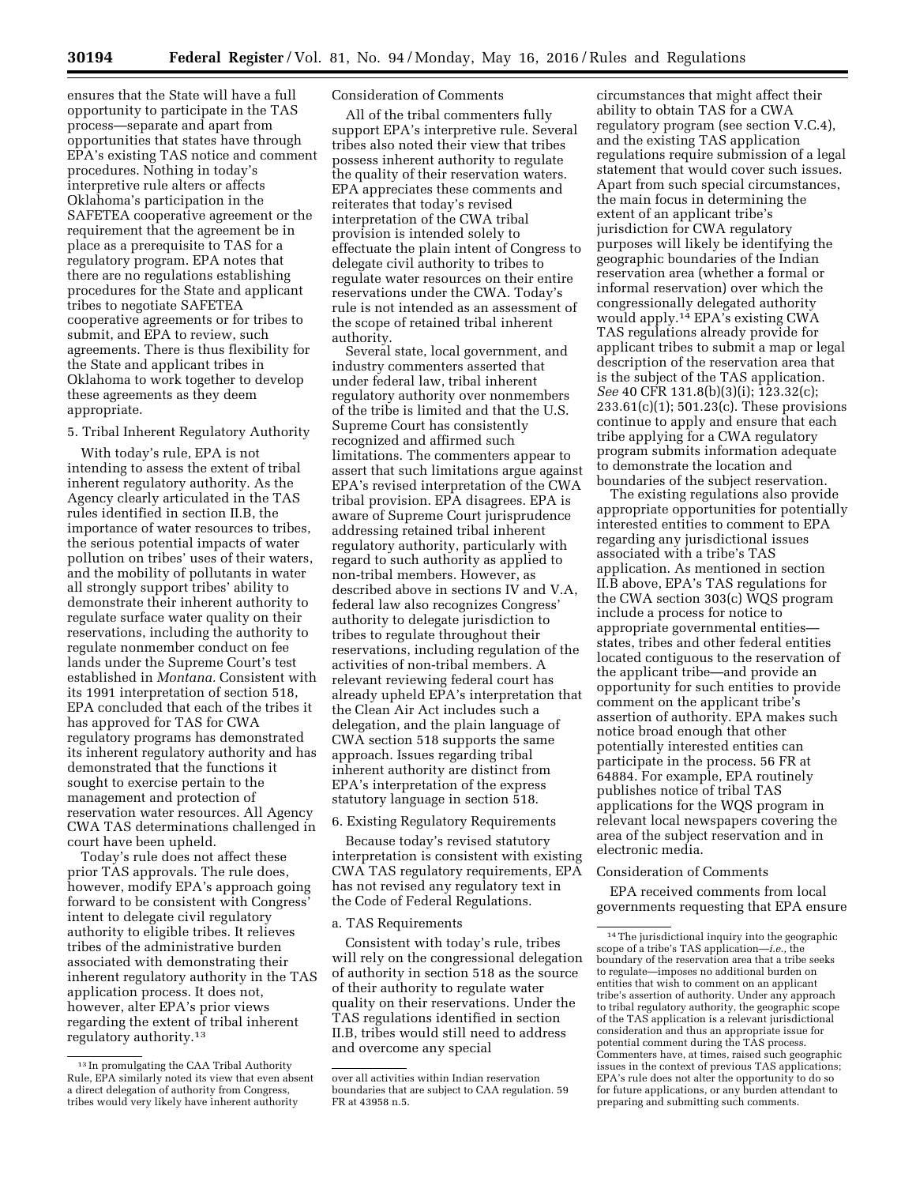ensures that the State will have a full opportunity to participate in the TAS process—separate and apart from opportunities that states have through EPA's existing TAS notice and comment procedures. Nothing in today's interpretive rule alters or affects Oklahoma's participation in the SAFETEA cooperative agreement or the requirement that the agreement be in place as a prerequisite to TAS for a regulatory program. EPA notes that there are no regulations establishing procedures for the State and applicant tribes to negotiate SAFETEA cooperative agreements or for tribes to submit, and EPA to review, such agreements. There is thus flexibility for the State and applicant tribes in Oklahoma to work together to develop these agreements as they deem appropriate.

### 5. Tribal Inherent Regulatory Authority

With today's rule, EPA is not intending to assess the extent of tribal inherent regulatory authority. As the Agency clearly articulated in the TAS rules identified in section II.B, the importance of water resources to tribes, the serious potential impacts of water pollution on tribes' uses of their waters, and the mobility of pollutants in water all strongly support tribes' ability to demonstrate their inherent authority to regulate surface water quality on their reservations, including the authority to regulate nonmember conduct on fee lands under the Supreme Court's test established in *Montana.* Consistent with its 1991 interpretation of section 518, EPA concluded that each of the tribes it has approved for TAS for CWA regulatory programs has demonstrated its inherent regulatory authority and has demonstrated that the functions it sought to exercise pertain to the management and protection of reservation water resources. All Agency CWA TAS determinations challenged in court have been upheld.

Today's rule does not affect these prior TAS approvals. The rule does, however, modify EPA's approach going forward to be consistent with Congress' intent to delegate civil regulatory authority to eligible tribes. It relieves tribes of the administrative burden associated with demonstrating their inherent regulatory authority in the TAS application process. It does not, however, alter EPA's prior views regarding the extent of tribal inherent regulatory authority.[13]

#### Consideration of Comments

All of the tribal commenters fully support EPA's interpretive rule. Several tribes also noted their view that tribes possess inherent authority to regulate the quality of their reservation waters. EPA appreciates these comments and reiterates that today's revised interpretation of the CWA tribal provision is intended solely to effectuate the plain intent of Congress to delegate civil authority to tribes to regulate water resources on their entire reservations under the CWA. Today's rule is not intended as an assessment of the scope of retained tribal inherent authority.

Several state, local government, and industry commenters asserted that under federal law, tribal inherent regulatory authority over nonmembers of the tribe is limited and that the U.S. Supreme Court has consistently recognized and affirmed such limitations. The commenters appear to assert that such limitations argue against EPA's revised interpretation of the CWA tribal provision. EPA disagrees. EPA is aware of Supreme Court jurisprudence addressing retained tribal inherent regulatory authority, particularly with regard to such authority as applied to non-tribal members. However, as described above in sections IV and V.A, federal law also recognizes Congress' authority to delegate jurisdiction to tribes to regulate throughout their reservations, including regulation of the activities of non-tribal members. A relevant reviewing federal court has already upheld EPA's interpretation that the Clean Air Act includes such a delegation, and the plain language of CWA section 518 supports the same approach. Issues regarding tribal inherent authority are distinct from EPA's interpretation of the express statutory language in section 518.

### 6. Existing Regulatory Requirements

Because today's revised statutory interpretation is consistent with existing CWA TAS regulatory requirements, EPA has not revised any regulatory text in the Code of Federal Regulations.

#### a. TAS Requirements

Consistent with today's rule, tribes will rely on the congressional delegation of authority in section 518 as the source of their authority to regulate water quality on their reservations. Under the TAS regulations identified in section II.B, tribes would still need to address and overcome any special circumstances that might affect their ability to obtain TAS for a CWA regulatory program (see section V.C.4), and the existing TAS application regulations require submission of a legal statement that would cover such issues. Apart from such special circumstances, the main focus in determining the extent of an applicant tribe's jurisdiction for CWA regulatory purposes will likely be identifying the geographic boundaries of the Indian reservation area (whether a formal or informal reservation) over which the congressionally delegated authority would apply.[14] EPA's existing CWA TAS regulations already provide for applicant tribes to submit a map or legal description of the reservation area that is the subject of the TAS application. *See* 40 CFR 131.8(b)(3)(i); 123.32(c); 233.61(c)(1); 501.23(c). These provisions continue to apply and ensure that each tribe applying for a CWA regulatory program submits information adequate to demonstrate the location and boundaries of the subject reservation.

The existing regulations also provide appropriate opportunities for potentially interested entities to comment to EPA regarding any jurisdictional issues associated with a tribe's TAS application. As mentioned in section II.B above, EPA's TAS regulations for the CWA section 303(c) WQS program include a process for notice to appropriate governmental entities—states, tribes and other federal entities located contiguous to the reservation of the applicant tribe—and provide an opportunity for such entities to provide comment on the applicant tribe's assertion of authority. EPA makes such notice broad enough that other potentially interested entities can participate in the process. 56 FR at 64884. For example, EPA routinely publishes notice of tribal TAS applications for the WQS program in relevant local newspapers covering the area of the subject reservation and in electronic media.

#### Consideration of Comments

EPA received comments from local governments requesting that EPA ensure

---

[13] In promulgating the CAA Tribal Authority Rule, EPA similarly noted its view that even absent a direct delegation of authority from Congress, tribes would very likely have inherent authority over all activities within Indian reservation boundaries that are subject to CAA regulation. 59 FR at 43958 n.5.

[14] The jurisdictional inquiry into the geographic scope of a tribe's TAS application—*i.e.*, the boundary of the reservation area that a tribe seeks to regulate—imposes no additional burden on entities that wish to comment on an applicant tribe's assertion of authority. Under any approach to tribal regulatory authority, the geographic scope of the TAS application is a relevant jurisdictional consideration and thus an appropriate issue for potential comment during the TAS process. Commenters have, at times, raised such geographic issues in the context of previous TAS applications; EPA's rule does not alter the opportunity to do so for future applications, or any burden attendant to preparing and submitting such comments.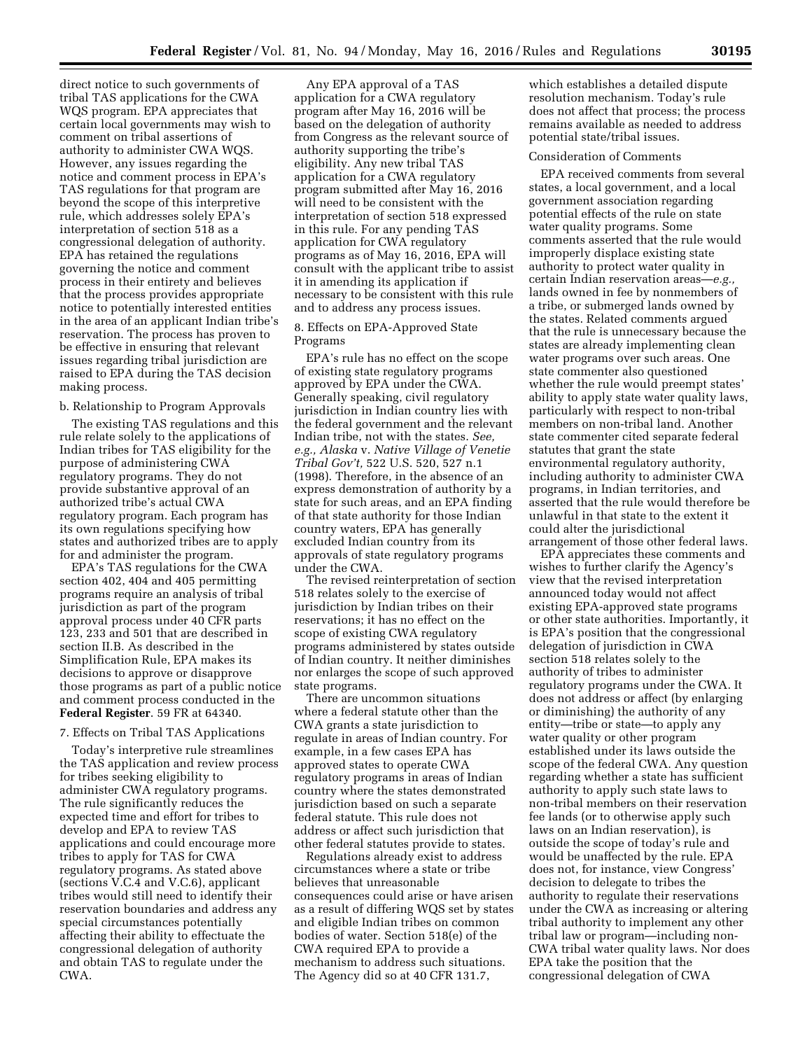direct notice to such governments of tribal TAS applications for the CWA WQS program. EPA appreciates that certain local governments may wish to comment on tribal assertions of authority to administer CWA WQS. However, any issues regarding the notice and comment process in EPA's TAS regulations for that program are beyond the scope of this interpretive rule, which addresses solely EPA's interpretation of section 518 as a congressional delegation of authority. EPA has retained the regulations governing the notice and comment process in their entirety and believes that the process provides appropriate notice to potentially interested entities in the area of an applicant Indian tribe's reservation. The process has proven to be effective in ensuring that relevant issues regarding tribal jurisdiction are raised to EPA during the TAS decision making process.

b. Relationship to Program Approvals

The existing TAS regulations and this rule relate solely to the applications of Indian tribes for TAS eligibility for the purpose of administering CWA regulatory programs. They do not provide substantive approval of an authorized tribe's actual CWA regulatory program. Each program has its own regulations specifying how states and authorized tribes are to apply for and administer the program.

EPA's TAS regulations for the CWA section 402, 404 and 405 permitting programs require an analysis of tribal jurisdiction as part of the program approval process under 40 CFR parts 123, 233 and 501 that are described in section II.B. As described in the Simplification Rule, EPA makes its decisions to approve or disapprove those programs as part of a public notice and comment process conducted in the **Federal Register**. 59 FR at 64340.

7. Effects on Tribal TAS Applications

Today's interpretive rule streamlines the TAS application and review process for tribes seeking eligibility to administer CWA regulatory programs. The rule significantly reduces the expected time and effort for tribes to develop and EPA to review TAS applications and could encourage more tribes to apply for TAS for CWA regulatory programs. As stated above (sections V.C.4 and V.C.6), applicant tribes would still need to identify their reservation boundaries and address any special circumstances potentially affecting their ability to effectuate the congressional delegation of authority and obtain TAS to regulate under the CWA.

Any EPA approval of a TAS application for a CWA regulatory program after May 16, 2016 will be based on the delegation of authority from Congress as the relevant source of authority supporting the tribe's eligibility. Any new tribal TAS application for a CWA regulatory program submitted after May 16, 2016 will need to be consistent with the interpretation of section 518 expressed in this rule. For any pending TAS application for CWA regulatory programs as of May 16, 2016, EPA will consult with the applicant tribe to assist it in amending its application if necessary to be consistent with this rule and to address any process issues.

8. Effects on EPA-Approved State Programs

EPA's rule has no effect on the scope of existing state regulatory programs approved by EPA under the CWA. Generally speaking, civil regulatory jurisdiction in Indian country lies with the federal government and the relevant Indian tribe, not with the states. *See, e.g., Alaska* v. *Native Village of Venetie Tribal Gov't,* 522 U.S. 520, 527 n.1 (1998). Therefore, in the absence of an express demonstration of authority by a state for such areas, and an EPA finding of that state authority for those Indian country waters, EPA has generally excluded Indian country from its approvals of state regulatory programs under the CWA.

The revised reinterpretation of section 518 relates solely to the exercise of jurisdiction by Indian tribes on their reservations; it has no effect on the scope of existing CWA regulatory programs administered by states outside of Indian country. It neither diminishes nor enlarges the scope of such approved state programs.

There are uncommon situations where a federal statute other than the CWA grants a state jurisdiction to regulate in areas of Indian country. For example, in a few cases EPA has approved states to operate CWA regulatory programs in areas of Indian country where the states demonstrated jurisdiction based on such a separate federal statute. This rule does not address or affect such jurisdiction that other federal statutes provide to states.

Regulations already exist to address circumstances where a state or tribe believes that unreasonable consequences could arise or have arisen as a result of differing WQS set by states and eligible Indian tribes on common bodies of water. Section 518(e) of the CWA required EPA to provide a mechanism to address such situations. The Agency did so at 40 CFR 131.7, which establishes a detailed dispute resolution mechanism. Today's rule does not affect that process; the process remains available as needed to address potential state/tribal issues.

Consideration of Comments

EPA received comments from several states, a local government, and a local government association regarding potential effects of the rule on state water quality programs. Some comments asserted that the rule would improperly displace existing state authority to protect water quality in certain Indian reservation areas—*e.g.,* lands owned in fee by nonmembers of a tribe, or submerged lands owned by the states. Related comments argued that the rule is unnecessary because the states are already implementing clean water programs over such areas. One state commenter also questioned whether the rule would preempt states' ability to apply state water quality laws, particularly with respect to non-tribal members on non-tribal land. Another state commenter cited separate federal statutes that grant the state environmental regulatory authority, including authority to administer CWA programs, in Indian territories, and asserted that the rule would therefore be unlawful in that state to the extent it could alter the jurisdictional arrangement of those other federal laws.

EPA appreciates these comments and wishes to further clarify the Agency's view that the revised interpretation announced today would not affect existing EPA-approved state programs or other state authorities. Importantly, it is EPA's position that the congressional delegation of jurisdiction in CWA section 518 relates solely to the authority of tribes to administer regulatory programs under the CWA. It does not address or affect (by enlarging or diminishing) the authority of any entity—tribe or state—to apply any water quality or other program established under its laws outside the scope of the federal CWA. Any question regarding whether a state has sufficient authority to apply such state laws to non-tribal members on their reservation fee lands (or to otherwise apply such laws on an Indian reservation), is outside the scope of today's rule and would be unaffected by the rule. EPA does not, for instance, view Congress' decision to delegate to tribes the authority to regulate their reservations under the CWA as increasing or altering tribal authority to implement any other tribal law or program—including non-CWA tribal water quality laws. Nor does EPA take the position that the congressional delegation of CWA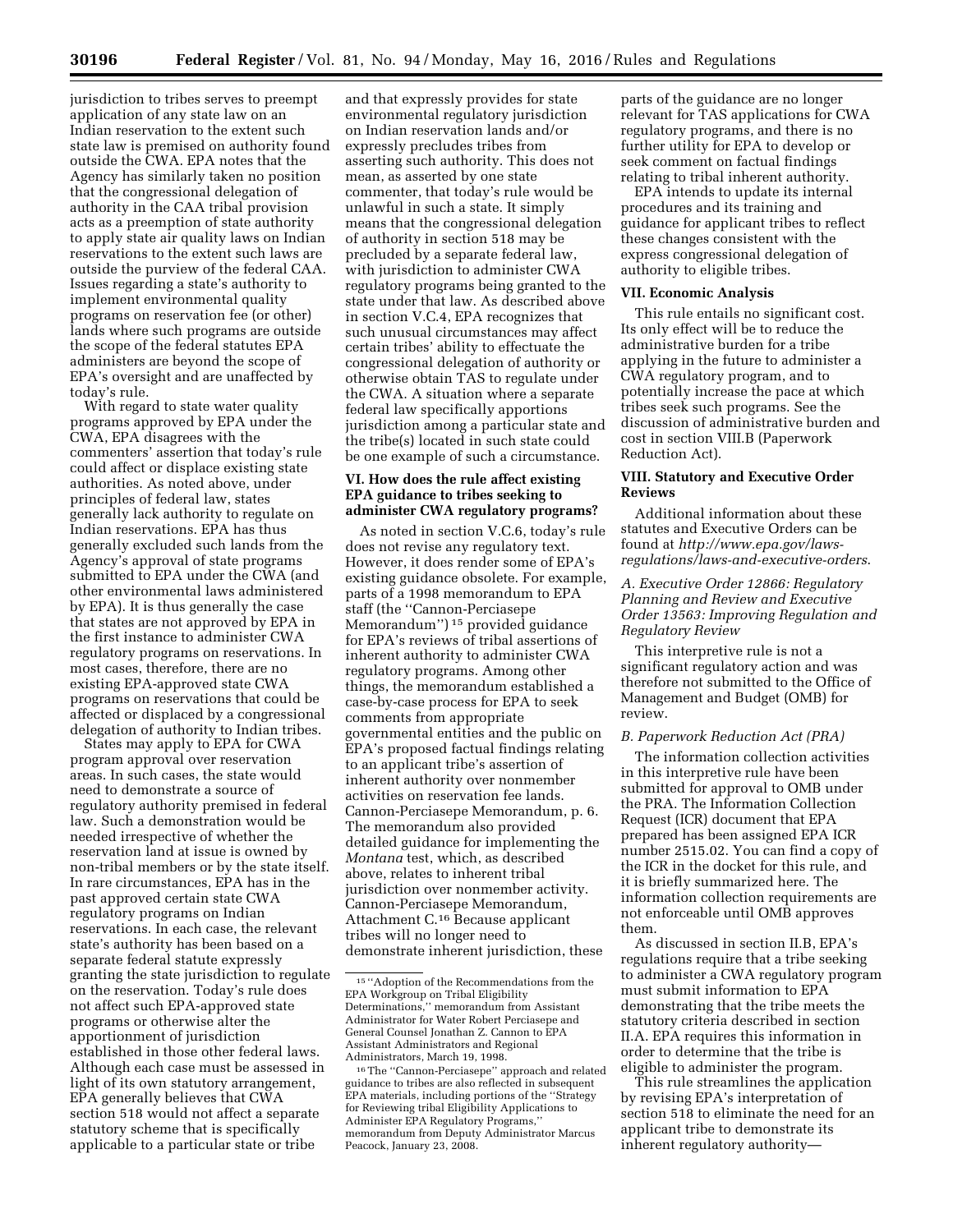jurisdiction to tribes serves to preempt application of any state law on an Indian reservation to the extent such state law is premised on authority found outside the CWA. EPA notes that the Agency has similarly taken no position that the congressional delegation of authority in the CAA tribal provision acts as a preemption of state authority to apply state air quality laws on Indian reservations to the extent such laws are outside the purview of the federal CAA. Issues regarding a state's authority to implement environmental quality programs on reservation fee (or other) lands where such programs are outside the scope of the federal statutes EPA administers are beyond the scope of EPA's oversight and are unaffected by today's rule.

With regard to state water quality programs approved by EPA under the CWA, EPA disagrees with the commenters' assertion that today's rule could affect or displace existing state authorities. As noted above, under principles of federal law, states generally lack authority to regulate on Indian reservations. EPA has thus generally excluded such lands from the Agency's approval of state programs submitted to EPA under the CWA (and other environmental laws administered by EPA). It is thus generally the case that states are not approved by EPA in the first instance to administer CWA regulatory programs on reservations. In most cases, therefore, there are no existing EPA-approved state CWA programs on reservations that could be affected or displaced by a congressional delegation of authority to Indian tribes.

States may apply to EPA for CWA program approval over reservation areas. In such cases, the state would need to demonstrate a source of regulatory authority premised in federal law. Such a demonstration would be needed irrespective of whether the reservation land at issue is owned by non-tribal members or by the state itself. In rare circumstances, EPA has in the past approved certain state CWA regulatory programs on Indian reservations. In each case, the relevant state's authority has been based on a separate federal statute expressly granting the state jurisdiction to regulate on the reservation. Today's rule does not affect such EPA-approved state programs or otherwise alter the apportionment of jurisdiction established in those other federal laws. Although each case must be assessed in light of its own statutory arrangement, EPA generally believes that CWA section 518 would not affect a separate statutory scheme that is specifically applicable to a particular state or tribe and that expressly provides for state environmental regulatory jurisdiction on Indian reservation lands and/or expressly precludes tribes from asserting such authority. This does not mean, as asserted by one state commenter, that today's rule would be unlawful in such a state. It simply means that the congressional delegation of authority in section 518 may be precluded by a separate federal law, with jurisdiction to administer CWA regulatory programs being granted to the state under that law. As described above in section V.C.4, EPA recognizes that such unusual circumstances may affect certain tribes' ability to effectuate the congressional delegation of authority or otherwise obtain TAS to regulate under the CWA. A situation where a separate federal law specifically apportions jurisdiction among a particular state and the tribe(s) located in such state could be one example of such a circumstance.

## VI. How does the rule affect existing EPA guidance to tribes seeking to administer CWA regulatory programs?

As noted in section V.C.6, today's rule does not revise any regulatory text. However, it does render some of EPA's existing guidance obsolete. For example, parts of a 1998 memorandum to EPA staff (the "Cannon-Perciasepe Memorandum")[15] provided guidance for EPA's reviews of tribal assertions of inherent authority to administer CWA regulatory programs. Among other things, the memorandum established a case-by-case process for EPA to seek comments from appropriate governmental entities and the public on EPA's proposed factual findings relating to an applicant tribe's assertion of inherent authority over nonmember activities on reservation fee lands. Cannon-Perciasepe Memorandum, p. 6. The memorandum also provided detailed guidance for implementing the *Montana* test, which, as described above, relates to inherent tribal jurisdiction over nonmember activity. Cannon-Perciasepe Memorandum, Attachment C.[16] Because applicant tribes will no longer need to demonstrate inherent jurisdiction, these parts of the guidance are no longer relevant for TAS applications for CWA regulatory programs, and there is no further utility for EPA to develop or seek comment on factual findings relating to tribal inherent authority.

EPA intends to update its internal procedures and its training and guidance for applicant tribes to reflect these changes consistent with the express congressional delegation of authority to eligible tribes.

## VII. Economic Analysis

This rule entails no significant cost. Its only effect will be to reduce the administrative burden for a tribe applying in the future to administer a CWA regulatory program, and to potentially increase the pace at which tribes seek such programs. See the discussion of administrative burden and cost in section VIII.B (Paperwork Reduction Act).

## VIII. Statutory and Executive Order Reviews

Additional information about these statutes and Executive Orders can be found at *http://www.epa.gov/laws-regulations/laws-and-executive-orders*.

### *A. Executive Order 12866: Regulatory Planning and Review and Executive Order 13563: Improving Regulation and Regulatory Review*

This interpretive rule is not a significant regulatory action and was therefore not submitted to the Office of Management and Budget (OMB) for review.

### *B. Paperwork Reduction Act (PRA)*

The information collection activities in this interpretive rule have been submitted for approval to OMB under the PRA. The Information Collection Request (ICR) document that EPA prepared has been assigned EPA ICR number 2515.02. You can find a copy of the ICR in the docket for this rule, and it is briefly summarized here. The information collection requirements are not enforceable until OMB approves them.

As discussed in section II.B, EPA's regulations require that a tribe seeking to administer a CWA regulatory program must submit information to EPA demonstrating that the tribe meets the statutory criteria described in section II.A. EPA requires this information in order to determine that the tribe is eligible to administer the program.

This rule streamlines the application by revising EPA's interpretation of section 518 to eliminate the need for an applicant tribe to demonstrate its inherent regulatory authority—

---

[15] "Adoption of the Recommendations from the EPA Workgroup on Tribal Eligibility Determinations," memorandum from Assistant Administrator for Water Robert Perciasepe and General Counsel Jonathan Z. Cannon to EPA Assistant Administrators and Regional Administrators, March 19, 1998.

[16] The "Cannon-Perciasepe" approach and related guidance to tribes are also reflected in subsequent EPA materials, including portions of the "Strategy for Reviewing tribal Eligibility Applications to Administer EPA Regulatory Programs," memorandum from Deputy Administrator Marcus Peacock, January 23, 2008.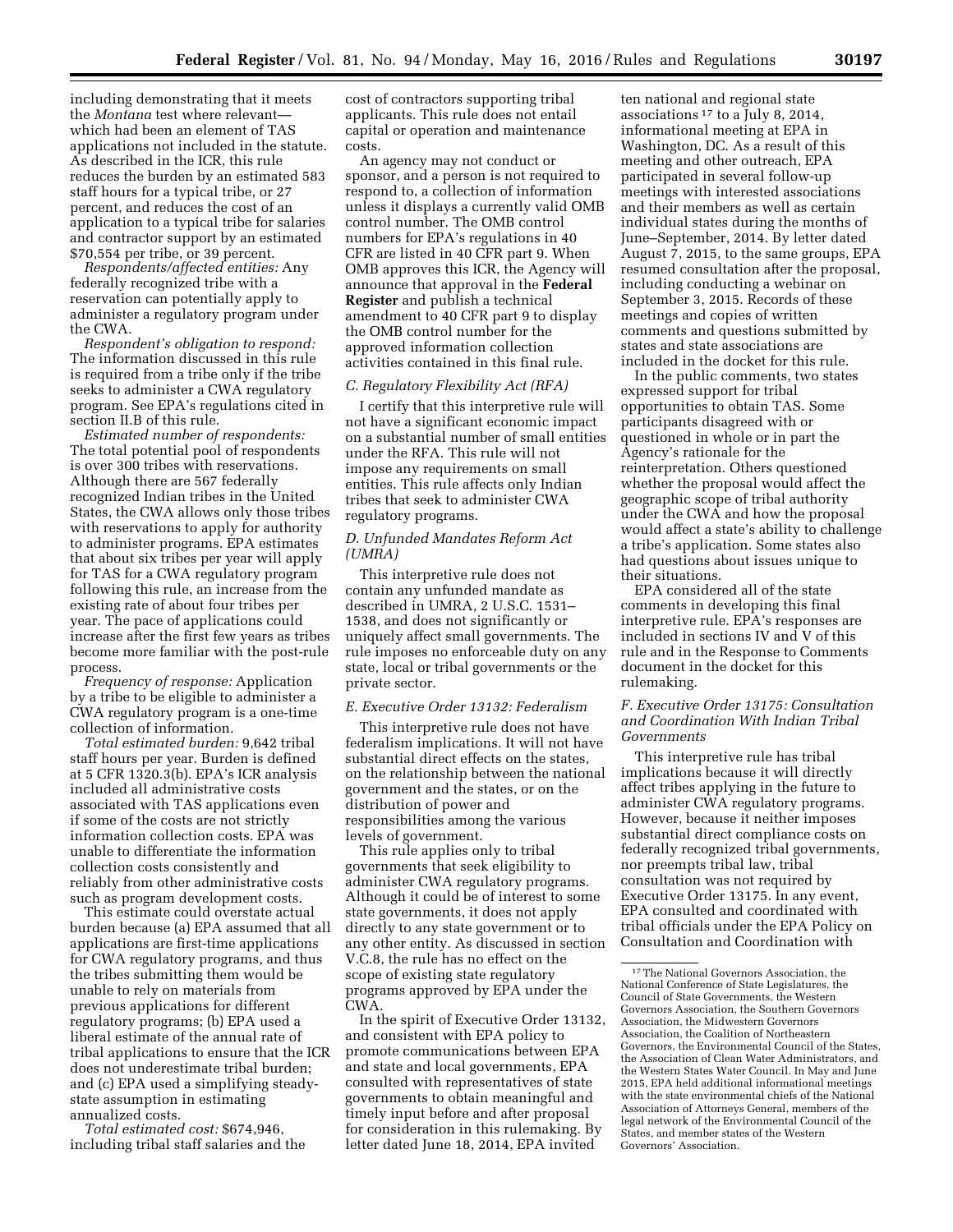including demonstrating that it meets the *Montana* test where relevant—which had been an element of TAS applications not included in the statute. As described in the ICR, this rule reduces the burden by an estimated 583 staff hours for a typical tribe, or 27 percent, and reduces the cost of an application to a typical tribe for salaries and contractor support by an estimated $70,554 per tribe, or 39 percent.

*Respondents/affected entities:* Any federally recognized tribe with a reservation can potentially apply to administer a regulatory program under the CWA.

*Respondent's obligation to respond:* The information discussed in this rule is required from a tribe only if the tribe seeks to administer a CWA regulatory program. See EPA's regulations cited in section II.B of this rule.

*Estimated number of respondents:* The total potential pool of respondents is over 300 tribes with reservations. Although there are 567 federally recognized Indian tribes in the United States, the CWA allows only those tribes with reservations to apply for authority to administer programs. EPA estimates that about six tribes per year will apply for TAS for a CWA regulatory program following this rule, an increase from the existing rate of about four tribes per year. The pace of applications could increase after the first few years as tribes become more familiar with the post-rule process.

*Frequency of response:* Application by a tribe to be eligible to administer a CWA regulatory program is a one-time collection of information.

*Total estimated burden:* 9,642 tribal staff hours per year. Burden is defined at 5 CFR 1320.3(b). EPA's ICR analysis included all administrative costs associated with TAS applications even if some of the costs are not strictly information collection costs. EPA was unable to differentiate the information collection costs consistently and reliably from other administrative costs such as program development costs.

This estimate could overstate actual burden because (a) EPA assumed that all applications are first-time applications for CWA regulatory programs, and thus the tribes submitting them would be unable to rely on materials from previous applications for different regulatory programs; (b) EPA used a liberal estimate of the annual rate of tribal applications to ensure that the ICR does not underestimate tribal burden; and (c) EPA used a simplifying steady-state assumption in estimating annualized costs.

*Total estimated cost:* $674,946, including tribal staff salaries and the cost of contractors supporting tribal applicants. This rule does not entail capital or operation and maintenance costs.

An agency may not conduct or sponsor, and a person is not required to respond to, a collection of information unless it displays a currently valid OMB control number. The OMB control numbers for EPA's regulations in 40 CFR are listed in 40 CFR part 9. When OMB approves this ICR, the Agency will announce that approval in the **Federal Register** and publish a technical amendment to 40 CFR part 9 to display the OMB control number for the approved information collection activities contained in this final rule.

### *C. Regulatory Flexibility Act (RFA)*

I certify that this interpretive rule will not have a significant economic impact on a substantial number of small entities under the RFA. This rule will not impose any requirements on small entities. This rule affects only Indian tribes that seek to administer CWA regulatory programs.

### *D. Unfunded Mandates Reform Act (UMRA)*

This interpretive rule does not contain any unfunded mandate as described in UMRA, 2 U.S.C. 1531–1538, and does not significantly or uniquely affect small governments. The rule imposes no enforceable duty on any state, local or tribal governments or the private sector.

### *E. Executive Order 13132: Federalism*

This interpretive rule does not have federalism implications. It will not have substantial direct effects on the states, on the relationship between the national government and the states, or on the distribution of power and responsibilities among the various levels of government.

This rule applies only to tribal governments that seek eligibility to administer CWA regulatory programs. Although it could be of interest to some state governments, it does not apply directly to any state government or to any other entity. As discussed in section V.C.8, the rule has no effect on the scope of existing state regulatory programs approved by EPA under the CWA.

In the spirit of Executive Order 13132, and consistent with EPA policy to promote communications between EPA and state and local governments, EPA consulted with representatives of state governments to obtain meaningful and timely input before and after proposal for consideration in this rulemaking. By letter dated June 18, 2014, EPA invited ten national and regional state associations [17] to a July 8, 2014, informational meeting at EPA in Washington, DC. As a result of this meeting and other outreach, EPA participated in several follow-up meetings with interested associations and their members as well as certain individual states during the months of June–September, 2014. By letter dated August 7, 2015, to the same groups, EPA resumed consultation after the proposal, including conducting a webinar on September 3, 2015. Records of these meetings and copies of written comments and questions submitted by states and state associations are included in the docket for this rule.

In the public comments, two states expressed support for tribal opportunities to obtain TAS. Some participants disagreed with or questioned in whole or in part the Agency's rationale for the reinterpretation. Others questioned whether the proposal would affect the geographic scope of tribal authority under the CWA and how the proposal would affect a state's ability to challenge a tribe's application. Some states also had questions about issues unique to their situations.

EPA considered all of the state comments in developing this final interpretive rule. EPA's responses are included in sections IV and V of this rule and in the Response to Comments document in the docket for this rulemaking.

### *F. Executive Order 13175: Consultation and Coordination With Indian Tribal Governments*

This interpretive rule has tribal implications because it will directly affect tribes applying in the future to administer CWA regulatory programs. However, because it neither imposes substantial direct compliance costs on federally recognized tribal governments, nor preempts tribal law, tribal consultation was not required by Executive Order 13175. In any event, EPA consulted and coordinated with tribal officials under the EPA Policy on Consultation and Coordination with

---

[17] The National Governors Association, the National Conference of State Legislatures, the Council of State Governments, the Western Governors Association, the Southern Governors Association, the Midwestern Governors Association, the Coalition of Northeastern Governors, the Environmental Council of the States, the Association of Clean Water Administrators, and the Western States Water Council. In May and June 2015, EPA held additional informational meetings with the state environmental chiefs of the National Association of Attorneys General, members of the legal network of the Environmental Council of the States, and member states of the Western Governors' Association.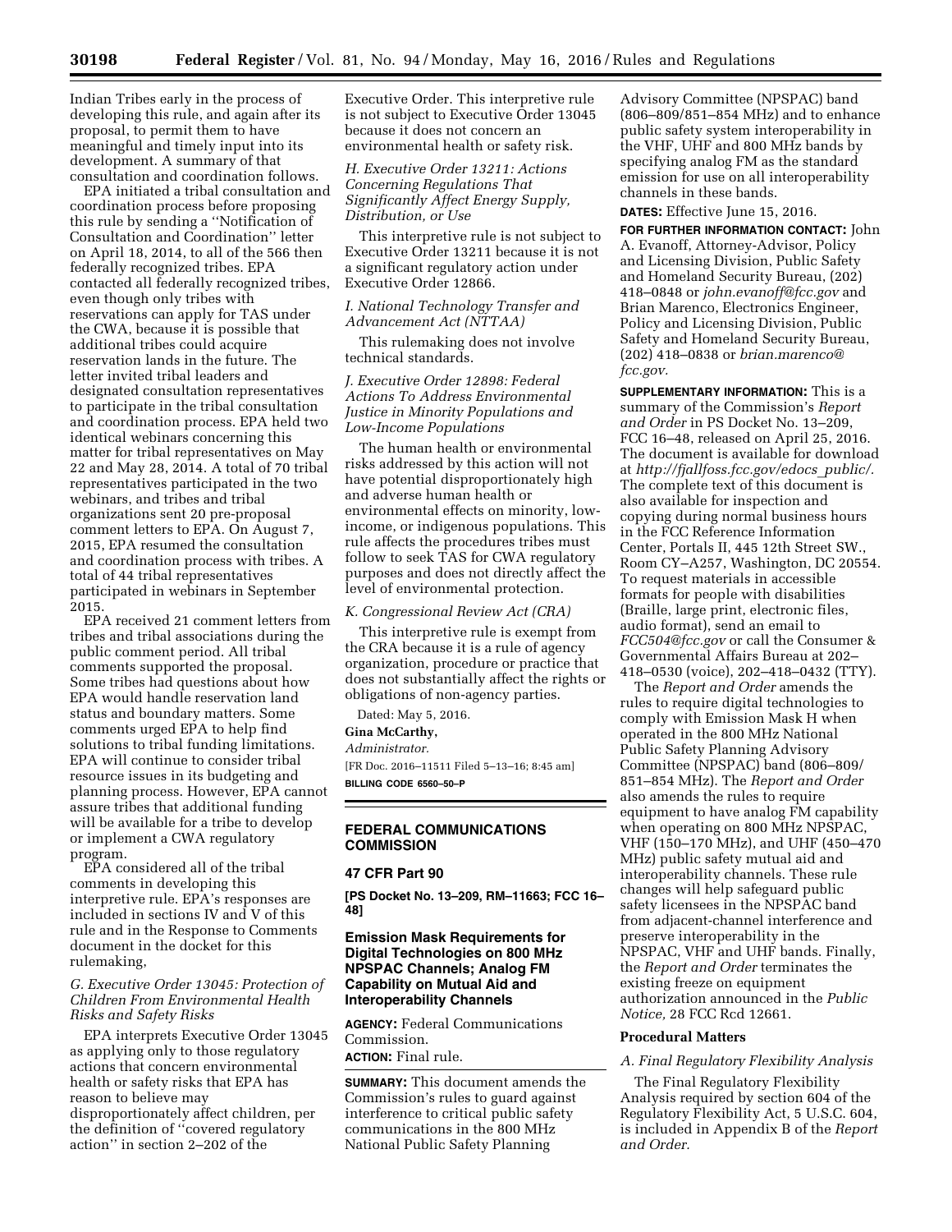Indian Tribes early in the process of developing this rule, and again after its proposal, to permit them to have meaningful and timely input into its development. A summary of that consultation and coordination follows.

EPA initiated a tribal consultation and coordination process before proposing this rule by sending a ''Notification of Consultation and Coordination'' letter on April 18, 2014, to all of the 566 then federally recognized tribes. EPA contacted all federally recognized tribes, even though only tribes with reservations can apply for TAS under the CWA, because it is possible that additional tribes could acquire reservation lands in the future. The letter invited tribal leaders and designated consultation representatives to participate in the tribal consultation and coordination process. EPA held two identical webinars concerning this matter for tribal representatives on May 22 and May 28, 2014. A total of 70 tribal representatives participated in the two webinars, and tribes and tribal organizations sent 20 pre-proposal comment letters to EPA. On August 7, 2015, EPA resumed the consultation and coordination process with tribes. A total of 44 tribal representatives participated in webinars in September 2015.

EPA received 21 comment letters from tribes and tribal associations during the public comment period. All tribal comments supported the proposal. Some tribes had questions about how EPA would handle reservation land status and boundary matters. Some comments urged EPA to help find solutions to tribal funding limitations. EPA will continue to consider tribal resource issues in its budgeting and planning process. However, EPA cannot assure tribes that additional funding will be available for a tribe to develop or implement a CWA regulatory program.

EPA considered all of the tribal comments in developing this interpretive rule. EPA's responses are included in sections IV and V of this rule and in the Response to Comments document in the docket for this rulemaking,

*G. Executive Order 13045: Protection of Children From Environmental Health Risks and Safety Risks*

EPA interprets Executive Order 13045 as applying only to those regulatory actions that concern environmental health or safety risks that EPA has reason to believe may disproportionately affect children, per the definition of ''covered regulatory action'' in section 2–202 of the Executive Order. This interpretive rule is not subject to Executive Order 13045 because it does not concern an environmental health or safety risk.

*H. Executive Order 13211: Actions Concerning Regulations That Significantly Affect Energy Supply, Distribution, or Use*

This interpretive rule is not subject to Executive Order 13211 because it is not a significant regulatory action under Executive Order 12866.

*I. National Technology Transfer and Advancement Act (NTTAA)*

This rulemaking does not involve technical standards.

*J. Executive Order 12898: Federal Actions To Address Environmental Justice in Minority Populations and Low-Income Populations*

The human health or environmental risks addressed by this action will not have potential disproportionately high and adverse human health or environmental effects on minority, low-income, or indigenous populations. This rule affects the procedures tribes must follow to seek TAS for CWA regulatory purposes and does not directly affect the level of environmental protection.

*K. Congressional Review Act (CRA)*

This interpretive rule is exempt from the CRA because it is a rule of agency organization, procedure or practice that does not substantially affect the rights or obligations of non-agency parties.

Dated: May 5, 2016.

**Gina McCarthy,**

*Administrator.*

[FR Doc. 2016–11511 Filed 5–13–16; 8:45 am]

**BILLING CODE 6560–50–P**

## FEDERAL COMMUNICATIONS COMMISSION

### 47 CFR Part 90

**[PS Docket No. 13–209, RM–11663; FCC 16–48]**

### Emission Mask Requirements for Digital Technologies on 800 MHz NPSPAC Channels; Analog FM Capability on Mutual Aid and Interoperability Channels

**AGENCY:** Federal Communications Commission.

**ACTION:** Final rule.

**SUMMARY:** This document amends the Commission's rules to guard against interference to critical public safety communications in the 800 MHz National Public Safety Planning Advisory Committee (NPSPAC) band (806–809/851–854 MHz) and to enhance public safety system interoperability in the VHF, UHF and 800 MHz bands by specifying analog FM as the standard emission for use on all interoperability channels in these bands.

**DATES:** Effective June 15, 2016.

**FOR FURTHER INFORMATION CONTACT:** John A. Evanoff, Attorney-Advisor, Policy and Licensing Division, Public Safety and Homeland Security Bureau, (202) 418–0848 or *john.evanoff@fcc.gov* and Brian Marenco, Electronics Engineer, Policy and Licensing Division, Public Safety and Homeland Security Bureau, (202) 418–0838 or *brian.marenco@fcc.gov.*

**SUPPLEMENTARY INFORMATION:** This is a summary of the Commission's *Report and Order* in PS Docket No. 13–209, FCC 16–48, released on April 25, 2016. The document is available for download at *http://fjallfoss.fcc.gov/edocs_public/.* The complete text of this document is also available for inspection and copying during normal business hours in the FCC Reference Information Center, Portals II, 445 12th Street SW., Room CY–A257, Washington, DC 20554. To request materials in accessible formats for people with disabilities (Braille, large print, electronic files, audio format), send an email to *FCC504@fcc.gov* or call the Consumer & Governmental Affairs Bureau at 202–418–0530 (voice), 202–418–0432 (TTY).

The *Report and Order* amends the rules to require digital technologies to comply with Emission Mask H when operated in the 800 MHz National Public Safety Planning Advisory Committee (NPSPAC) band (806–809/851–854 MHz). The *Report and Order* also amends the rules to require equipment to have analog FM capability when operating on 800 MHz NPSPAC, VHF (150–170 MHz), and UHF (450–470 MHz) public safety mutual aid and interoperability channels. These rule changes will help safeguard public safety licensees in the NPSPAC band from adjacent-channel interference and preserve interoperability in the NPSPAC, VHF and UHF bands. Finally, the *Report and Order* terminates the existing freeze on equipment authorization announced in the *Public Notice,* 28 FCC Rcd 12661.

### Procedural Matters

*A. Final Regulatory Flexibility Analysis*

The Final Regulatory Flexibility Analysis required by section 604 of the Regulatory Flexibility Act, 5 U.S.C. 604, is included in Appendix B of the *Report and Order.*